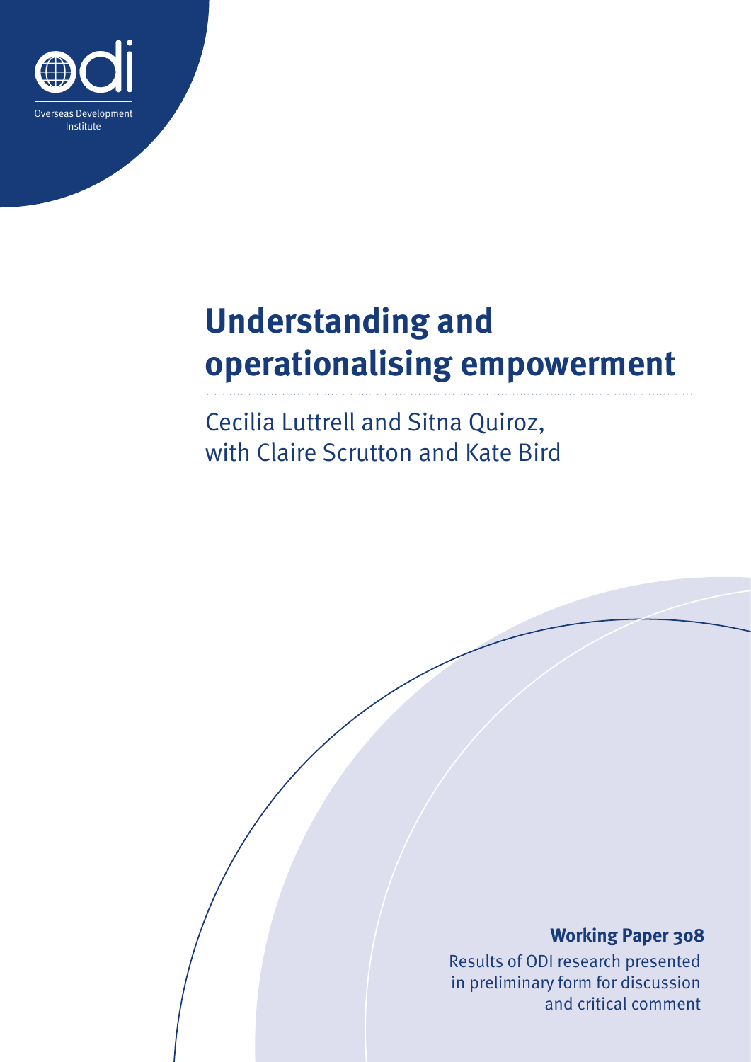Overseas Development Institute

# Understanding and operationalising empowerment

Cecilia Luttrell and Sitna Quiroz, with Claire Scrutton and Kate Bird

**Working Paper 308**

Results of ODI research presented in preliminary form for discussion and critical comment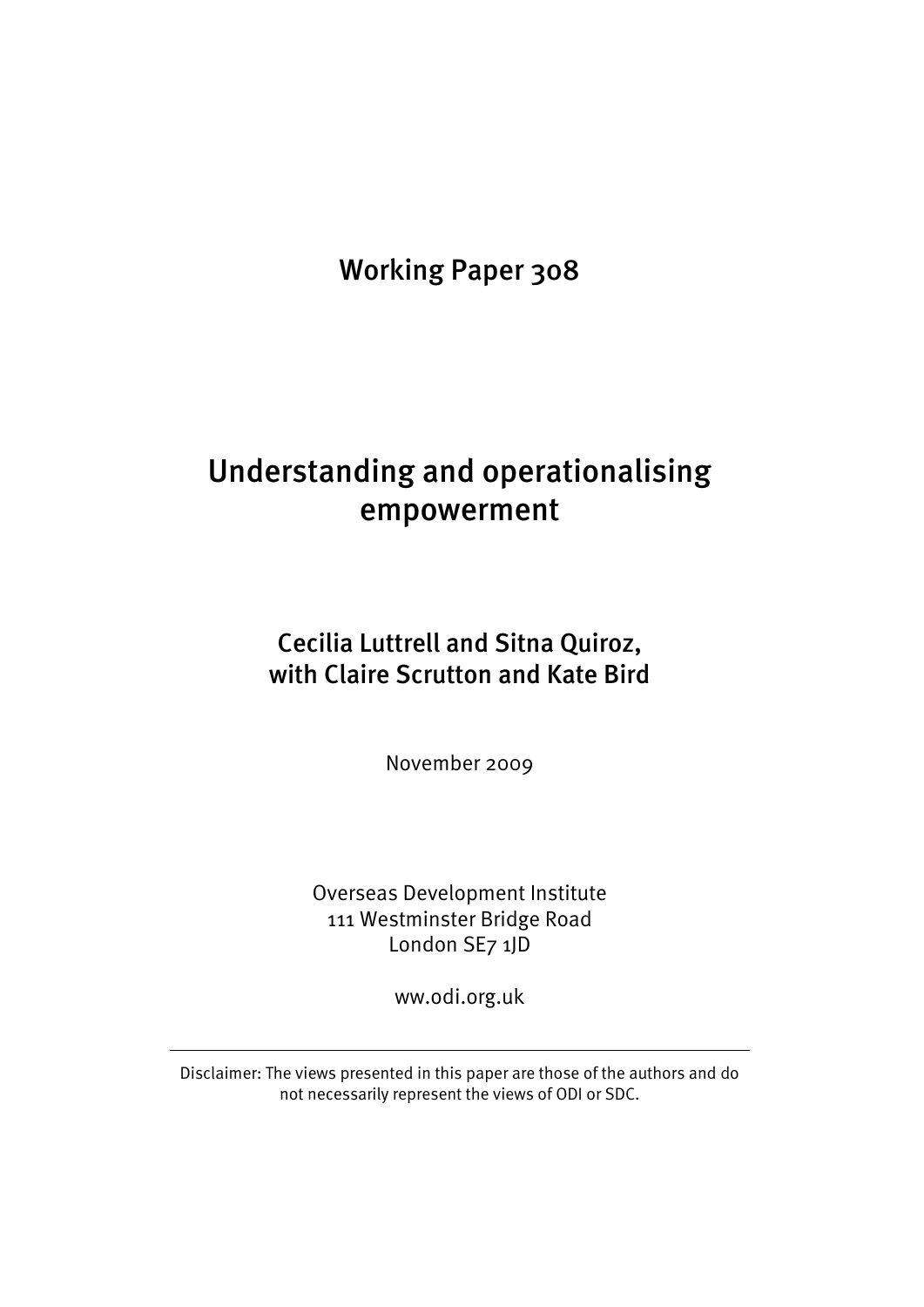Working Paper 308

# Understanding and operationalising empowerment

## Cecilia Luttrell and Sitna Quiroz, with Claire Scrutton and Kate Bird

November 2009

Overseas Development Institute
111 Westminster Bridge Road
London SE7 1JD

ww.odi.org.uk

---

Disclaimer: The views presented in this paper are those of the authors and do not necessarily represent the views of ODI or SDC.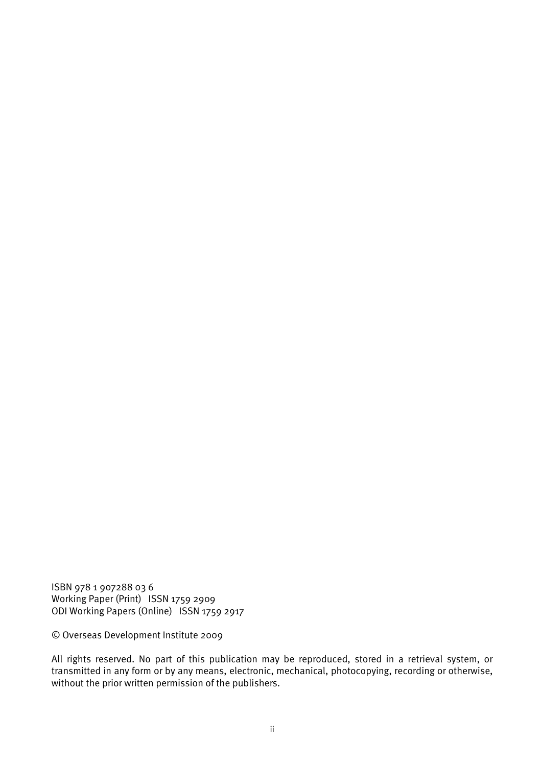ISBN 978 1 907288 03 6
Working Paper (Print) ISSN 1759 2909
ODI Working Papers (Online) ISSN 1759 2917

© Overseas Development Institute 2009

All rights reserved. No part of this publication may be reproduced, stored in a retrieval system, or transmitted in any form or by any means, electronic, mechanical, photocopying, recording or otherwise, without the prior written permission of the publishers.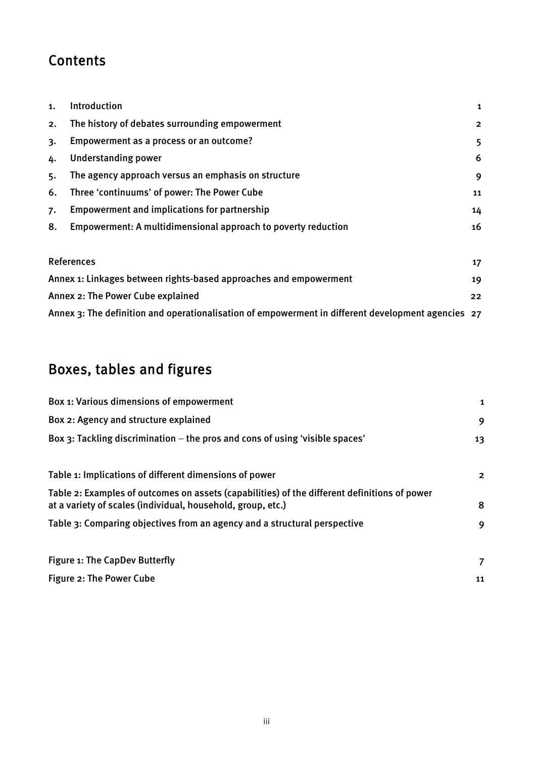## Contents

| | | |
|---|---|---|
| 1. | Introduction | 1 |
| 2. | The history of debates surrounding empowerment | 2 |
| 3. | Empowerment as a process or an outcome? | 5 |
| 4. | Understanding power | 6 |
| 5. | The agency approach versus an emphasis on structure | 9 |
| 6. | Three 'continuums' of power: The Power Cube | 11 |
| 7. | Empowerment and implications for partnership | 14 |
| 8. | Empowerment: A multidimensional approach to poverty reduction | 16 |

| | |
|---|---|
| References | 17 |
| Annex 1: Linkages between rights-based approaches and empowerment | 19 |
| Annex 2: The Power Cube explained | 22 |
| Annex 3: The definition and operationalisation of empowerment in different development agencies | 27 |

## Boxes, tables and figures

| | |
|---|---|
| Box 1: Various dimensions of empowerment | 1 |
| Box 2: Agency and structure explained | 9 |
| Box 3: Tackling discrimination – the pros and cons of using 'visible spaces' | 13 |

| | |
|---|---|
| Table 1: Implications of different dimensions of power | 2 |
| Table 2: Examples of outcomes on assets (capabilities) of the different definitions of power at a variety of scales (individual, household, group, etc.) | 8 |
| Table 3: Comparing objectives from an agency and a structural perspective | 9 |

| | |
|---|---|
| Figure 1: The CapDev Butterfly | 7 |
| Figure 2: The Power Cube | 11 |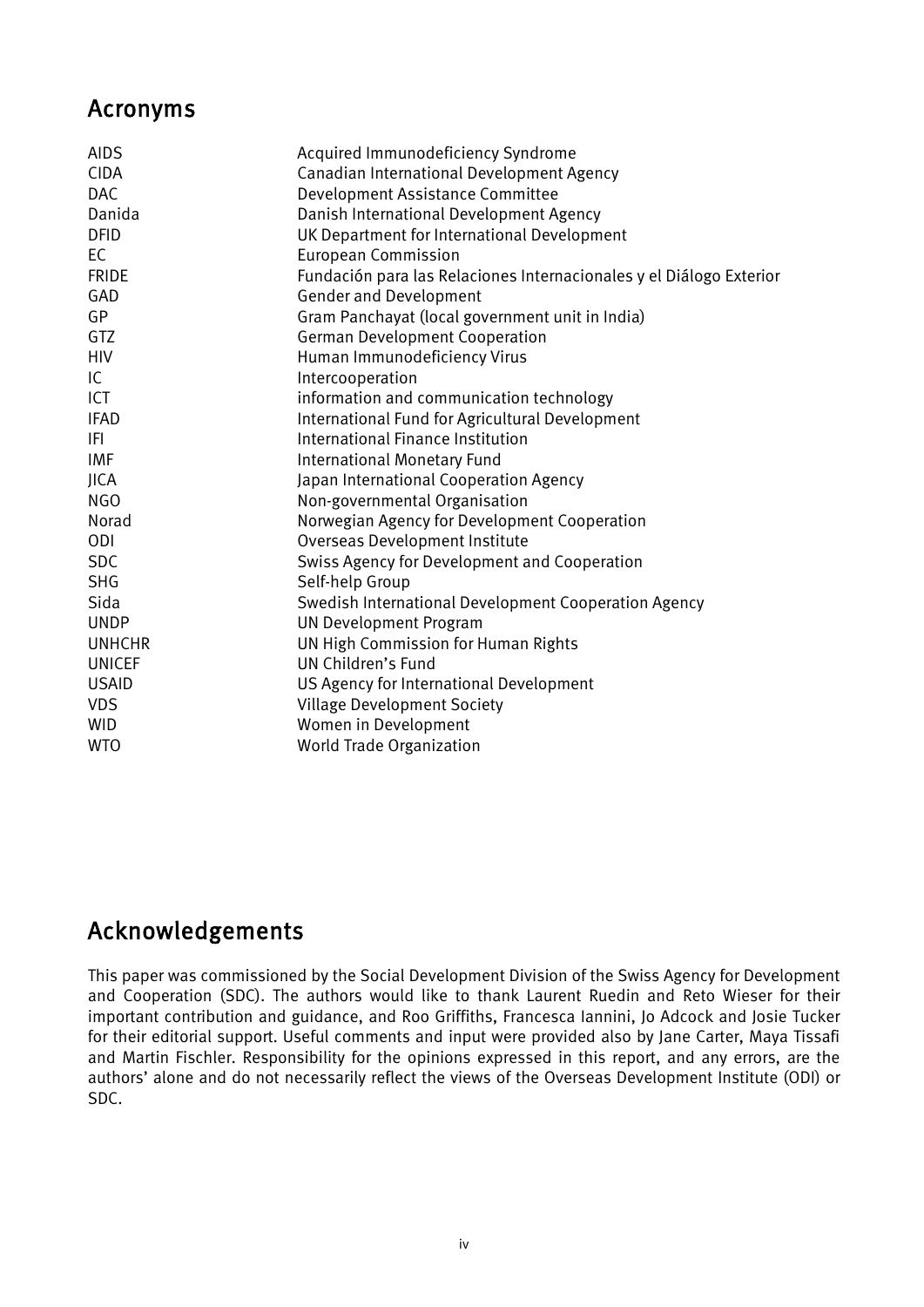## Acronyms

| | |
|---|---|
| AIDS | Acquired Immunodeficiency Syndrome |
| CIDA | Canadian International Development Agency |
| DAC | Development Assistance Committee |
| Danida | Danish International Development Agency |
| DFID | UK Department for International Development |
| EC | European Commission |
| FRIDE | Fundación para las Relaciones Internacionales y el Diálogo Exterior |
| GAD | Gender and Development |
| GP | Gram Panchayat (local government unit in India) |
| GTZ | German Development Cooperation |
| HIV | Human Immunodeficiency Virus |
| IC | Intercooperation |
| ICT | information and communication technology |
| IFAD | International Fund for Agricultural Development |
| IFI | International Finance Institution |
| IMF | International Monetary Fund |
| JICA | Japan International Cooperation Agency |
| NGO | Non-governmental Organisation |
| Norad | Norwegian Agency for Development Cooperation |
| ODI | Overseas Development Institute |
| SDC | Swiss Agency for Development and Cooperation |
| SHG | Self-help Group |
| Sida | Swedish International Development Cooperation Agency |
| UNDP | UN Development Program |
| UNHCHR | UN High Commission for Human Rights |
| UNICEF | UN Children's Fund |
| USAID | US Agency for International Development |
| VDS | Village Development Society |
| WID | Women in Development |
| WTO | World Trade Organization |

## Acknowledgements

This paper was commissioned by the Social Development Division of the Swiss Agency for Development and Cooperation (SDC). The authors would like to thank Laurent Ruedin and Reto Wieser for their important contribution and guidance, and Roo Griffiths, Francesca Iannini, Jo Adcock and Josie Tucker for their editorial support. Useful comments and input were provided also by Jane Carter, Maya Tissafi and Martin Fischler. Responsibility for the opinions expressed in this report, and any errors, are the authors' alone and do not necessarily reflect the views of the Overseas Development Institute (ODI) or SDC.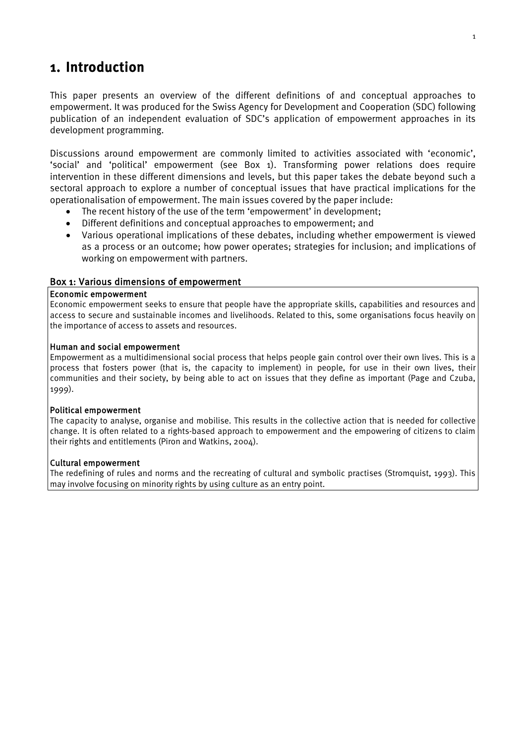# 1. Introduction

This paper presents an overview of the different definitions of and conceptual approaches to empowerment. It was produced for the Swiss Agency for Development and Cooperation (SDC) following publication of an independent evaluation of SDC's application of empowerment approaches in its development programming.

Discussions around empowerment are commonly limited to activities associated with 'economic', 'social' and 'political' empowerment (see Box 1). Transforming power relations does require intervention in these different dimensions and levels, but this paper takes the debate beyond such a sectoral approach to explore a number of conceptual issues that have practical implications for the operationalisation of empowerment. The main issues covered by the paper include:

- The recent history of the use of the term 'empowerment' in development;
- Different definitions and conceptual approaches to empowerment; and
- Various operational implications of these debates, including whether empowerment is viewed as a process or an outcome; how power operates; strategies for inclusion; and implications of working on empowerment with partners.

### Box 1: Various dimensions of empowerment

**Economic empowerment**

Economic empowerment seeks to ensure that people have the appropriate skills, capabilities and resources and access to secure and sustainable incomes and livelihoods. Related to this, some organisations focus heavily on the importance of access to assets and resources.

**Human and social empowerment**

Empowerment as a multidimensional social process that helps people gain control over their own lives. This is a process that fosters power (that is, the capacity to implement) in people, for use in their own lives, their communities and their society, by being able to act on issues that they define as important (Page and Czuba, 1999).

**Political empowerment**

The capacity to analyse, organise and mobilise. This results in the collective action that is needed for collective change. It is often related to a rights-based approach to empowerment and the empowering of citizens to claim their rights and entitlements (Piron and Watkins, 2004).

**Cultural empowerment**

The redefining of rules and norms and the recreating of cultural and symbolic practises (Stromquist, 1993). This may involve focusing on minority rights by using culture as an entry point.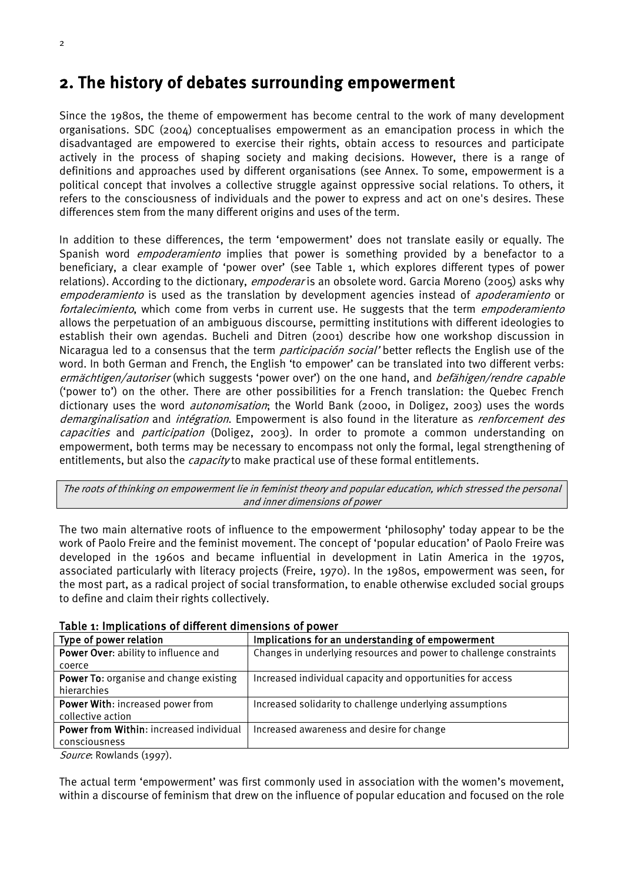## 2. The history of debates surrounding empowerment

Since the 1980s, the theme of empowerment has become central to the work of many development organisations. SDC (2004) conceptualises empowerment as an emancipation process in which the disadvantaged are empowered to exercise their rights, obtain access to resources and participate actively in the process of shaping society and making decisions. However, there is a range of definitions and approaches used by different organisations (see Annex. To some, empowerment is a political concept that involves a collective struggle against oppressive social relations. To others, it refers to the consciousness of individuals and the power to express and act on one's desires. These differences stem from the many different origins and uses of the term.

In addition to these differences, the term 'empowerment' does not translate easily or equally. The Spanish word *empoderamiento* implies that power is something provided by a benefactor to a beneficiary, a clear example of 'power over' (see Table 1, which explores different types of power relations). According to the dictionary, *empoderar* is an obsolete word. Garcia Moreno (2005) asks why *empoderamiento* is used as the translation by development agencies instead of *apoderamiento* or *fortalecimiento*, which come from verbs in current use. He suggests that the term *empoderamiento* allows the perpetuation of an ambiguous discourse, permitting institutions with different ideologies to establish their own agendas. Bucheli and Ditren (2001) describe how one workshop discussion in Nicaragua led to a consensus that the term *participación social'* better reflects the English use of the word. In both German and French, the English 'to empower' can be translated into two different verbs: *ermächtigen/autoriser* (which suggests 'power over') on the one hand, and *befähigen/rendre capable* ('power to') on the other. There are other possibilities for a French translation: the Quebec French dictionary uses the word *autonomisation*; the World Bank (2000, in Doligez, 2003) uses the words *demarginalisation* and *intégration*. Empowerment is also found in the literature as *renforcement des capacities* and *participation* (Doligez, 2003). In order to promote a common understanding on empowerment, both terms may be necessary to encompass not only the formal, legal strengthening of entitlements, but also the *capacity* to make practical use of these formal entitlements.

*The roots of thinking on empowerment lie in feminist theory and popular education, which stressed the personal and inner dimensions of power*

The two main alternative roots of influence to the empowerment 'philosophy' today appear to be the work of Paolo Freire and the feminist movement. The concept of 'popular education' of Paolo Freire was developed in the 1960s and became influential in development in Latin America in the 1970s, associated particularly with literacy projects (Freire, 1970). In the 1980s, empowerment was seen, for the most part, as a radical project of social transformation, to enable otherwise excluded social groups to define and claim their rights collectively.

**Table 1: Implications of different dimensions of power**

| Type of power relation | Implications for an understanding of empowerment |
|---|---|
| **Power Over**: ability to influence and coerce | Changes in underlying resources and power to challenge constraints |
| **Power To**: organise and change existing hierarchies | Increased individual capacity and opportunities for access |
| **Power With**: increased power from collective action | Increased solidarity to challenge underlying assumptions |
| **Power from Within**: increased individual consciousness | Increased awareness and desire for change |

*Source*: Rowlands (1997).

The actual term 'empowerment' was first commonly used in association with the women's movement, within a discourse of feminism that drew on the influence of popular education and focused on the role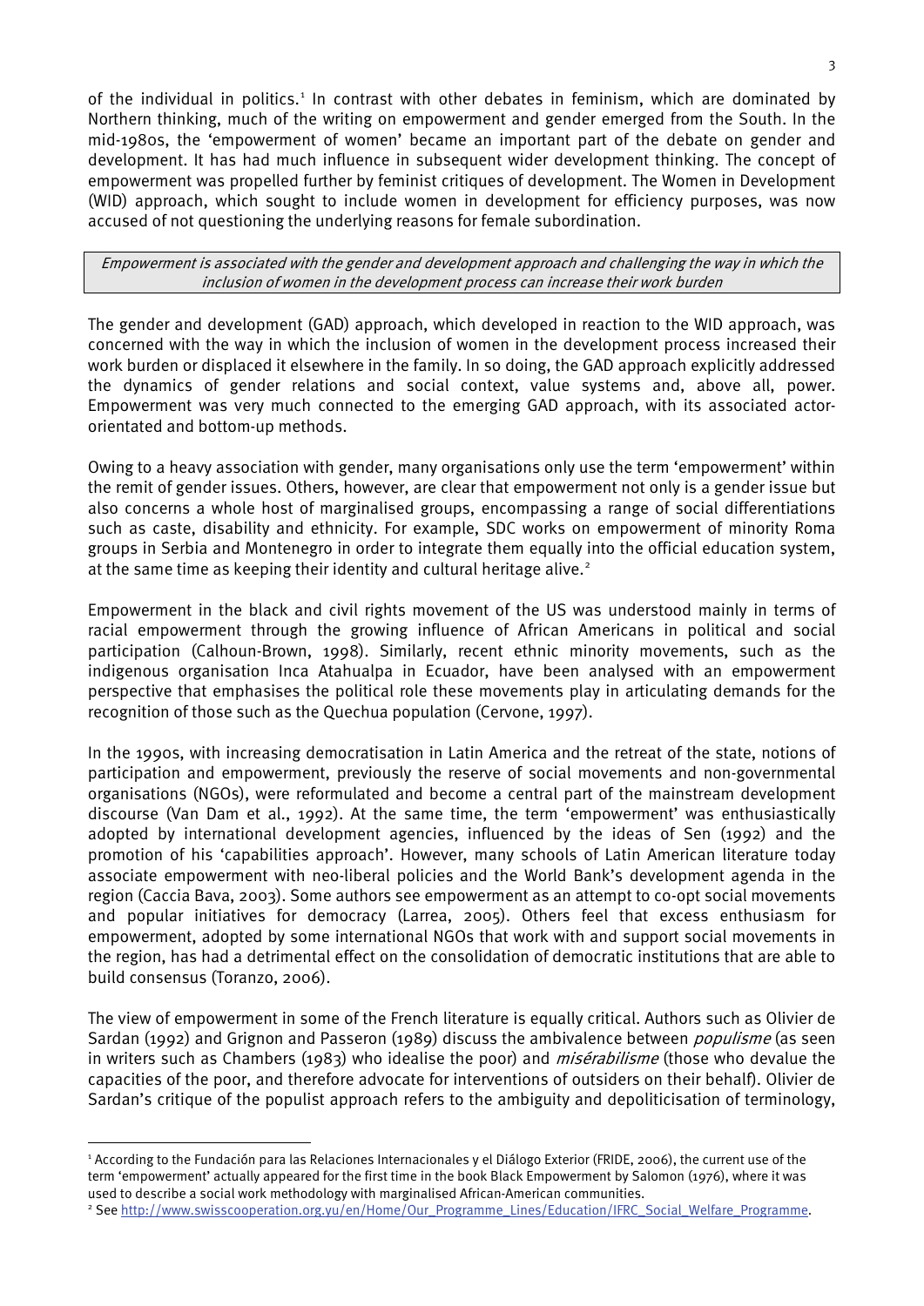of the individual in politics.[1] In contrast with other debates in feminism, which are dominated by Northern thinking, much of the writing on empowerment and gender emerged from the South. In the mid-1980s, the 'empowerment of women' became an important part of the debate on gender and development. It has had much influence in subsequent wider development thinking. The concept of empowerment was propelled further by feminist critiques of development. The Women in Development (WID) approach, which sought to include women in development for efficiency purposes, was now accused of not questioning the underlying reasons for female subordination.

*Empowerment is associated with the gender and development approach and challenging the way in which the inclusion of women in the development process can increase their work burden*

The gender and development (GAD) approach, which developed in reaction to the WID approach, was concerned with the way in which the inclusion of women in the development process increased their work burden or displaced it elsewhere in the family. In so doing, the GAD approach explicitly addressed the dynamics of gender relations and social context, value systems and, above all, power. Empowerment was very much connected to the emerging GAD approach, with its associated actor-orientated and bottom-up methods.

Owing to a heavy association with gender, many organisations only use the term 'empowerment' within the remit of gender issues. Others, however, are clear that empowerment not only is a gender issue but also concerns a whole host of marginalised groups, encompassing a range of social differentiations such as caste, disability and ethnicity. For example, SDC works on empowerment of minority Roma groups in Serbia and Montenegro in order to integrate them equally into the official education system, at the same time as keeping their identity and cultural heritage alive.[2]

Empowerment in the black and civil rights movement of the US was understood mainly in terms of racial empowerment through the growing influence of African Americans in political and social participation (Calhoun-Brown, 1998). Similarly, recent ethnic minority movements, such as the indigenous organisation Inca Atahualpa in Ecuador, have been analysed with an empowerment perspective that emphasises the political role these movements play in articulating demands for the recognition of those such as the Quechua population (Cervone, 1997).

In the 1990s, with increasing democratisation in Latin America and the retreat of the state, notions of participation and empowerment, previously the reserve of social movements and non-governmental organisations (NGOs), were reformulated and become a central part of the mainstream development discourse (Van Dam et al., 1992). At the same time, the term 'empowerment' was enthusiastically adopted by international development agencies, influenced by the ideas of Sen (1992) and the promotion of his 'capabilities approach'. However, many schools of Latin American literature today associate empowerment with neo-liberal policies and the World Bank's development agenda in the region (Caccia Bava, 2003). Some authors see empowerment as an attempt to co-opt social movements and popular initiatives for democracy (Larrea, 2005). Others feel that excess enthusiasm for empowerment, adopted by some international NGOs that work with and support social movements in the region, has had a detrimental effect on the consolidation of democratic institutions that are able to build consensus (Toranzo, 2006).

The view of empowerment in some of the French literature is equally critical. Authors such as Olivier de Sardan (1992) and Grignon and Passeron (1989) discuss the ambivalence between *populisme* (as seen in writers such as Chambers (1983) who idealise the poor) and *misérabilisme* (those who devalue the capacities of the poor, and therefore advocate for interventions of outsiders on their behalf). Olivier de Sardan's critique of the populist approach refers to the ambiguity and depoliticisation of terminology,

---

[1] According to the Fundación para las Relaciones Internacionales y el Diálogo Exterior (FRIDE, 2006), the current use of the term 'empowerment' actually appeared for the first time in the book Black Empowerment by Salomon (1976), where it was used to describe a social work methodology with marginalised African-American communities.

[2] See http://www.swisscooperation.org.yu/en/Home/Our_Programme_Lines/Education/IFRC_Social_Welfare_Programme.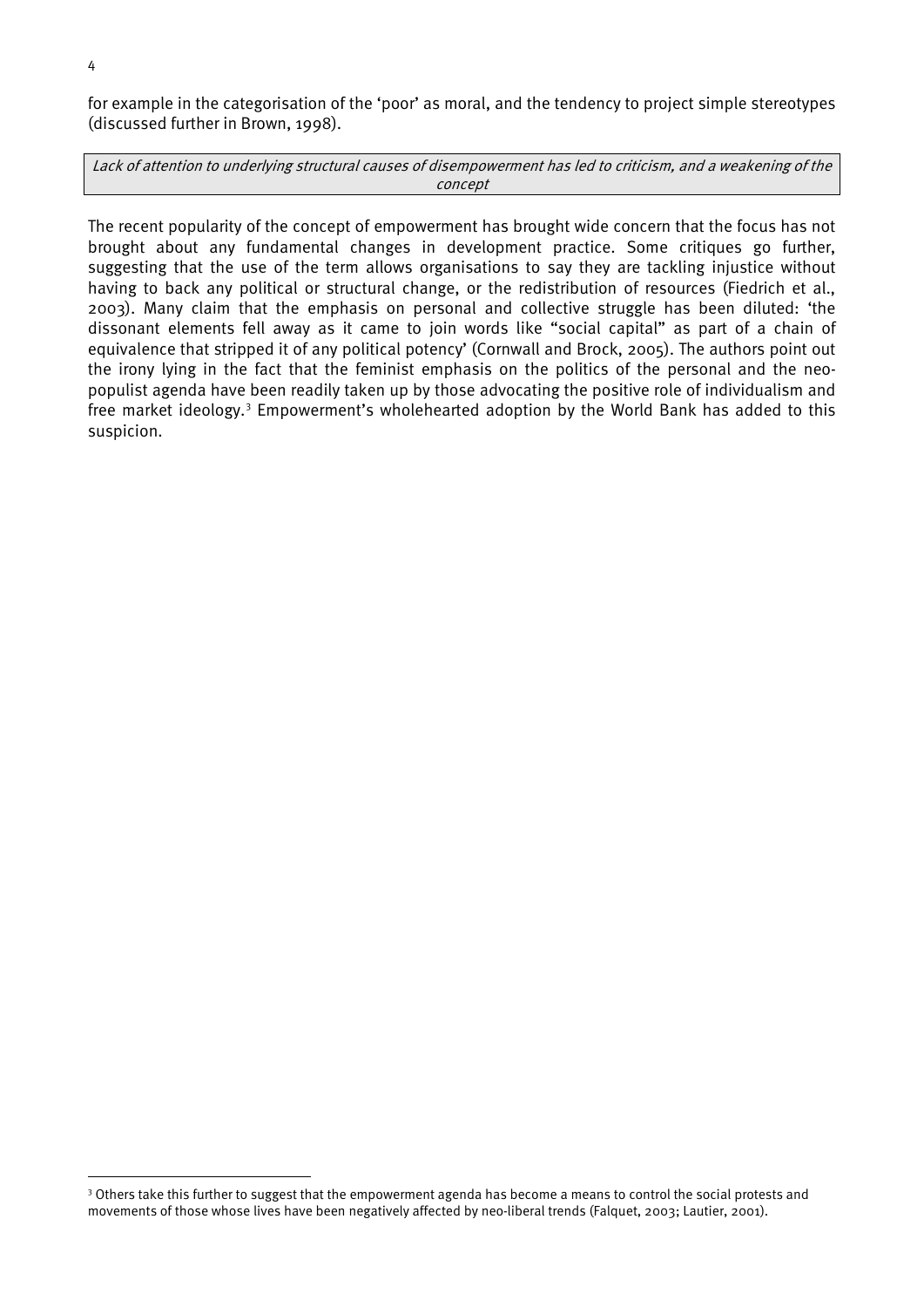for example in the categorisation of the 'poor' as moral, and the tendency to project simple stereotypes (discussed further in Brown, 1998).

*Lack of attention to underlying structural causes of disempowerment has led to criticism, and a weakening of the concept*

The recent popularity of the concept of empowerment has brought wide concern that the focus has not brought about any fundamental changes in development practice. Some critiques go further, suggesting that the use of the term allows organisations to say they are tackling injustice without having to back any political or structural change, or the redistribution of resources (Fiedrich et al., 2003). Many claim that the emphasis on personal and collective struggle has been diluted: 'the dissonant elements fell away as it came to join words like "social capital" as part of a chain of equivalence that stripped it of any political potency' (Cornwall and Brock, 2005). The authors point out the irony lying in the fact that the feminist emphasis on the politics of the personal and the neo-populist agenda have been readily taken up by those advocating the positive role of individualism and free market ideology.[3] Empowerment's wholehearted adoption by the World Bank has added to this suspicion.

[3] Others take this further to suggest that the empowerment agenda has become a means to control the social protests and movements of those whose lives have been negatively affected by neo-liberal trends (Falquet, 2003; Lautier, 2001).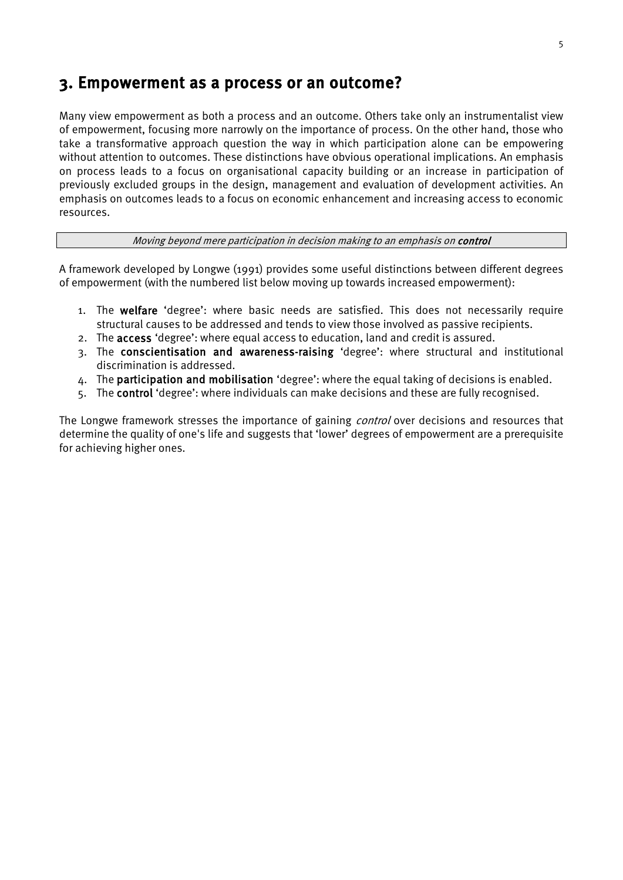## 3. Empowerment as a process or an outcome?

Many view empowerment as both a process and an outcome. Others take only an instrumentalist view of empowerment, focusing more narrowly on the importance of process. On the other hand, those who take a transformative approach question the way in which participation alone can be empowering without attention to outcomes. These distinctions have obvious operational implications. An emphasis on process leads to a focus on organisational capacity building or an increase in participation of previously excluded groups in the design, management and evaluation of development activities. An emphasis on outcomes leads to a focus on economic enhancement and increasing access to economic resources.

*Moving beyond mere participation in decision making to an emphasis on* ***control***

A framework developed by Longwe (1991) provides some useful distinctions between different degrees of empowerment (with the numbered list below moving up towards increased empowerment):

1. The **welfare** 'degree': where basic needs are satisfied. This does not necessarily require structural causes to be addressed and tends to view those involved as passive recipients.
2. The **access** 'degree': where equal access to education, land and credit is assured.
3. The **conscientisation and awareness-raising** 'degree': where structural and institutional discrimination is addressed.
4. The **participation and mobilisation** 'degree': where the equal taking of decisions is enabled.
5. The **control** 'degree': where individuals can make decisions and these are fully recognised.

The Longwe framework stresses the importance of gaining *control* over decisions and resources that determine the quality of one's life and suggests that 'lower' degrees of empowerment are a prerequisite for achieving higher ones.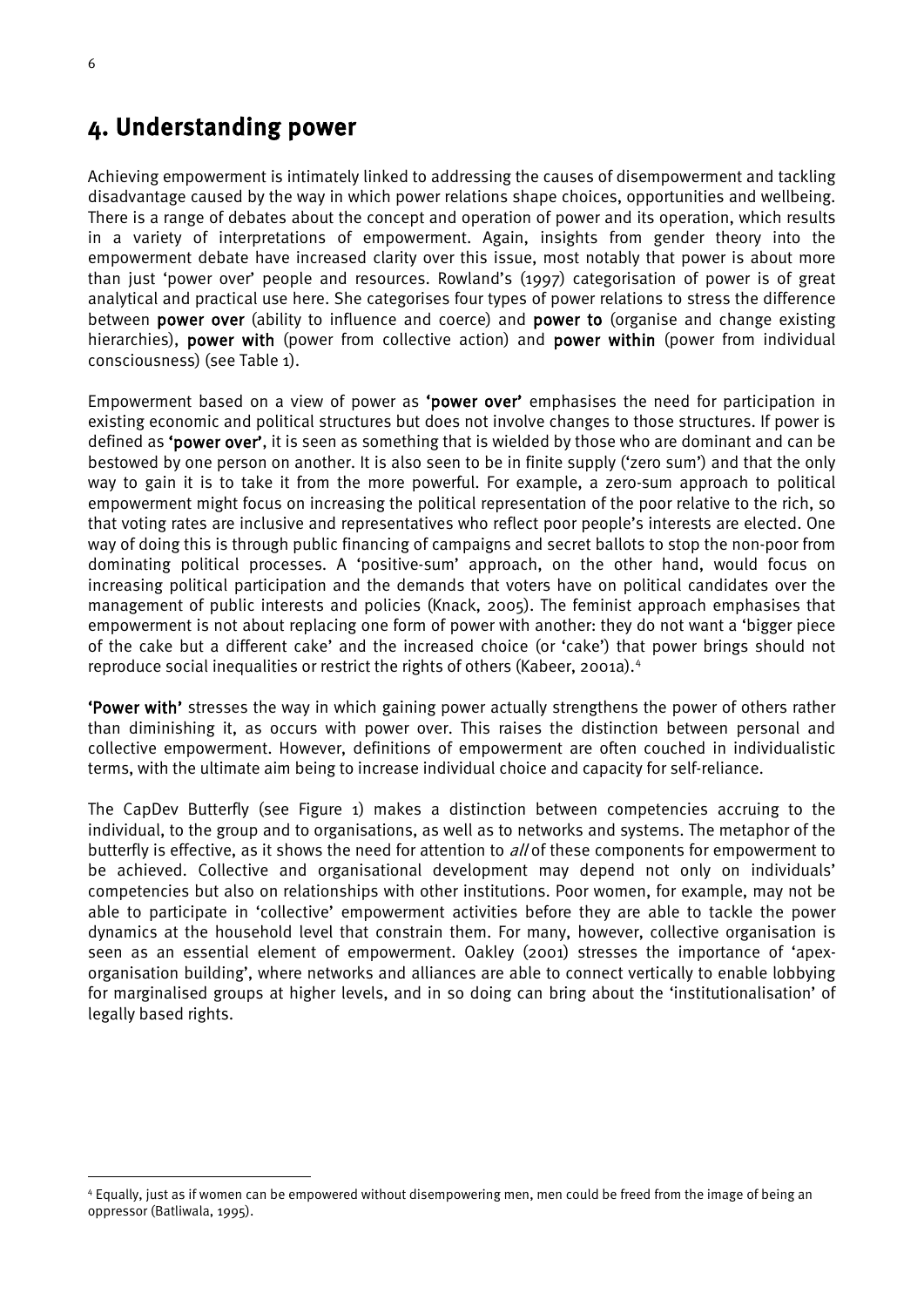# 4. Understanding power

Achieving empowerment is intimately linked to addressing the causes of disempowerment and tackling disadvantage caused by the way in which power relations shape choices, opportunities and wellbeing. There is a range of debates about the concept and operation of power and its operation, which results in a variety of interpretations of empowerment. Again, insights from gender theory into the empowerment debate have increased clarity over this issue, most notably that power is about more than just 'power over' people and resources. Rowland's (1997) categorisation of power is of great analytical and practical use here. She categorises four types of power relations to stress the difference between **power over** (ability to influence and coerce) and **power to** (organise and change existing hierarchies), **power with** (power from collective action) and **power within** (power from individual consciousness) (see Table 1).

Empowerment based on a view of power as **'power over'** emphasises the need for participation in existing economic and political structures but does not involve changes to those structures. If power is defined as **'power over'**, it is seen as something that is wielded by those who are dominant and can be bestowed by one person on another. It is also seen to be in finite supply ('zero sum') and that the only way to gain it is to take it from the more powerful. For example, a zero-sum approach to political empowerment might focus on increasing the political representation of the poor relative to the rich, so that voting rates are inclusive and representatives who reflect poor people's interests are elected. One way of doing this is through public financing of campaigns and secret ballots to stop the non-poor from dominating political processes. A 'positive-sum' approach, on the other hand, would focus on increasing political participation and the demands that voters have on political candidates over the management of public interests and policies (Knack, 2005). The feminist approach emphasises that empowerment is not about replacing one form of power with another: they do not want a 'bigger piece of the cake but a different cake' and the increased choice (or 'cake') that power brings should not reproduce social inequalities or restrict the rights of others (Kabeer, 2001a).[4]

**'Power with'** stresses the way in which gaining power actually strengthens the power of others rather than diminishing it, as occurs with power over. This raises the distinction between personal and collective empowerment. However, definitions of empowerment are often couched in individualistic terms, with the ultimate aim being to increase individual choice and capacity for self-reliance.

The CapDev Butterfly (see Figure 1) makes a distinction between competencies accruing to the individual, to the group and to organisations, as well as to networks and systems. The metaphor of the butterfly is effective, as it shows the need for attention to *all* of these components for empowerment to be achieved. Collective and organisational development may depend not only on individuals' competencies but also on relationships with other institutions. Poor women, for example, may not be able to participate in 'collective' empowerment activities before they are able to tackle the power dynamics at the household level that constrain them. For many, however, collective organisation is seen as an essential element of empowerment. Oakley (2001) stresses the importance of 'apex-organisation building', where networks and alliances are able to connect vertically to enable lobbying for marginalised groups at higher levels, and in so doing can bring about the 'institutionalisation' of legally based rights.

[4] Equally, just as if women can be empowered without disempowering men, men could be freed from the image of being an oppressor (Batliwala, 1995).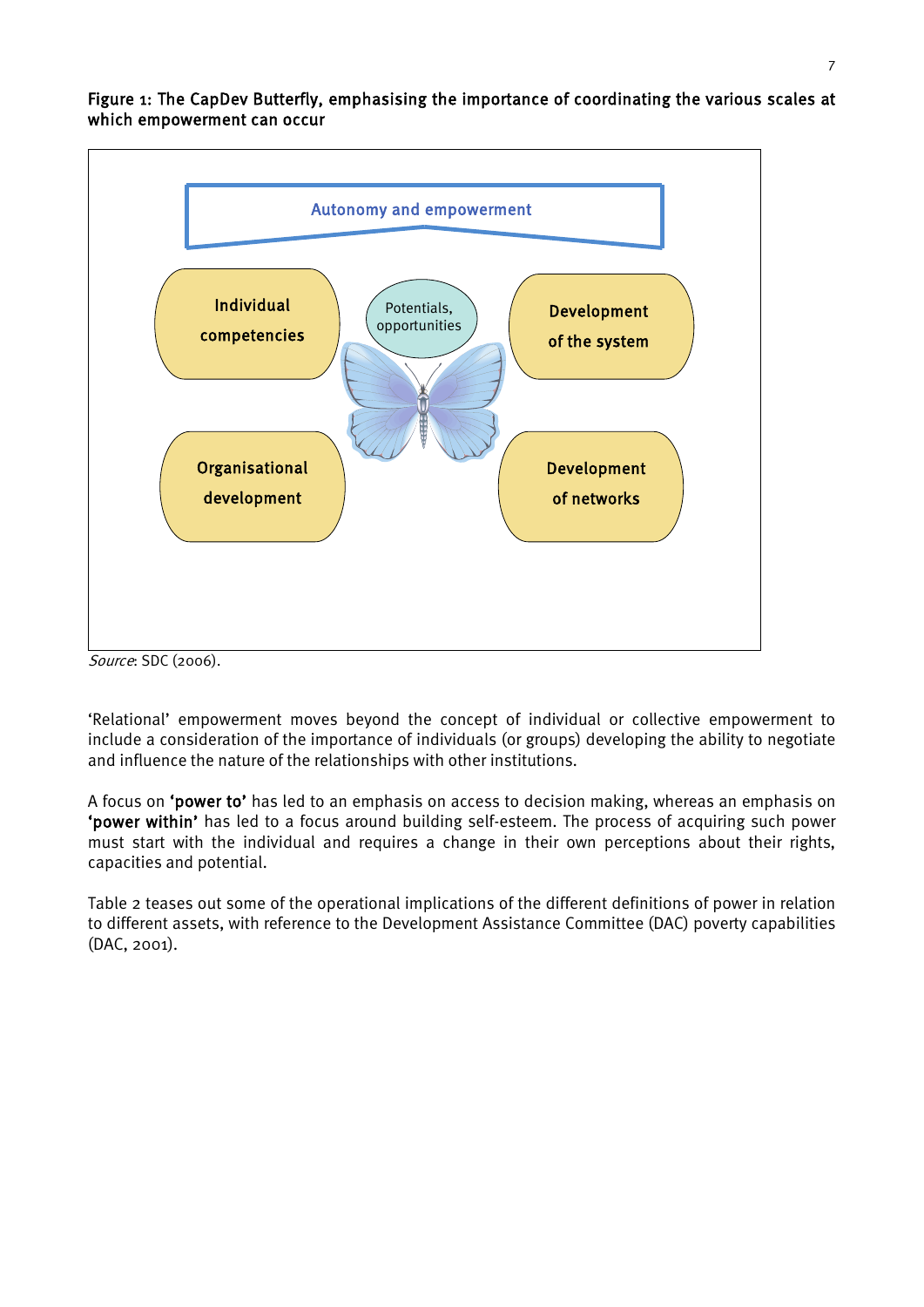**Figure 1: The CapDev Butterfly, emphasising the importance of coordinating the various scales at which empowerment can occur**

Autonomy and empowerment

Individual competencies

Potentials, opportunities

Development of the system

Organisational development

Development of networks

*Source*: SDC (2006).

'Relational' empowerment moves beyond the concept of individual or collective empowerment to include a consideration of the importance of individuals (or groups) developing the ability to negotiate and influence the nature of the relationships with other institutions.

A focus on **'power to'** has led to an emphasis on access to decision making, whereas an emphasis on **'power within'** has led to a focus around building self-esteem. The process of acquiring such power must start with the individual and requires a change in their own perceptions about their rights, capacities and potential.

Table 2 teases out some of the operational implications of the different definitions of power in relation to different assets, with reference to the Development Assistance Committee (DAC) poverty capabilities (DAC, 2001).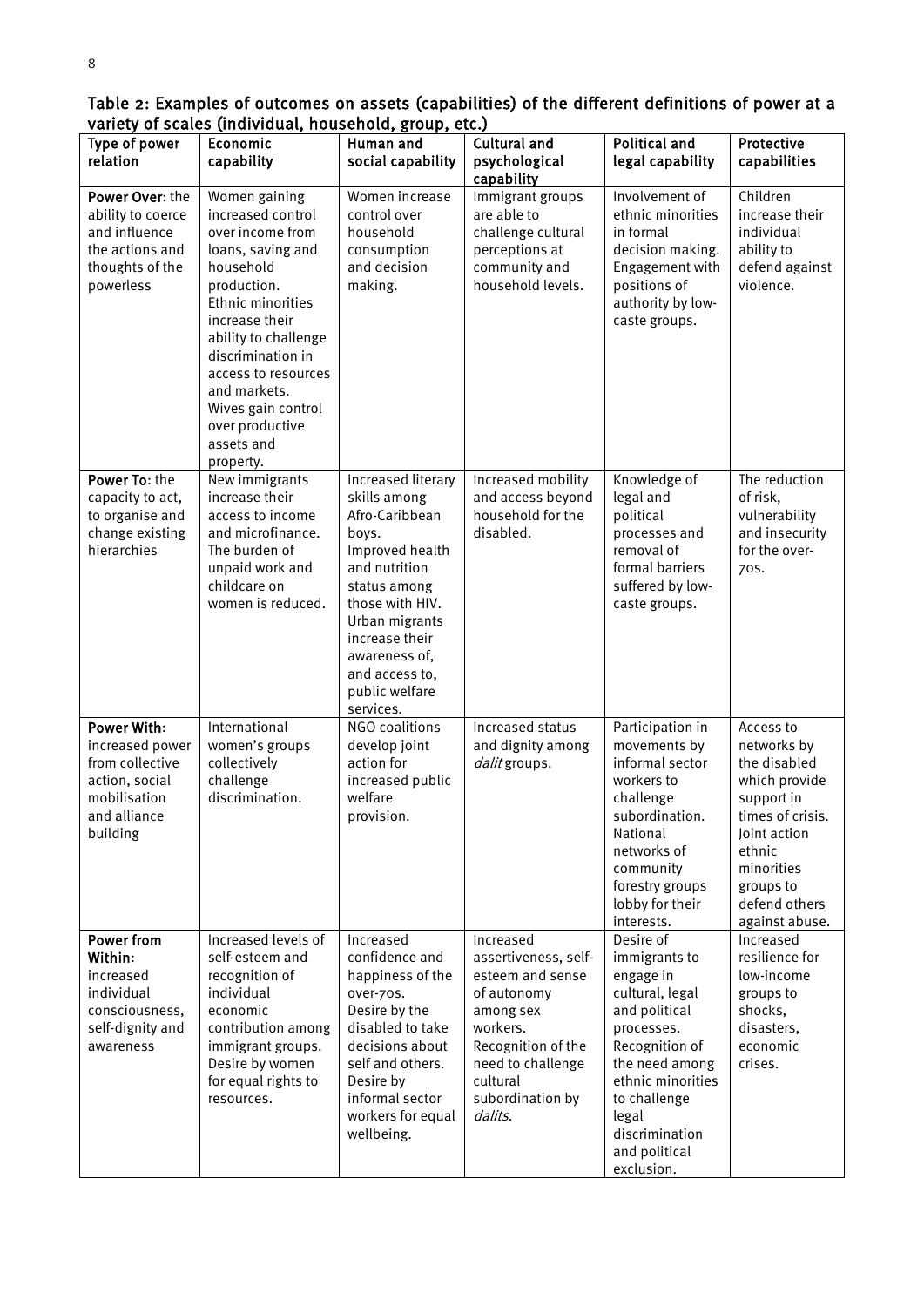**Table 2: Examples of outcomes on assets (capabilities) of the different definitions of power at a variety of scales (individual, household, group, etc.)**

| Type of power relation | Economic capability | Human and social capability | Cultural and psychological capability | Political and legal capability | Protective capabilities |
|---|---|---|---|---|---|
| **Power Over**: the ability to coerce and influence the actions and thoughts of the powerless | Women gaining increased control over income from loans, saving and household production. Ethnic minorities increase their ability to challenge discrimination in access to resources and markets. Wives gain control over productive assets and property. | Women increase control over household consumption and decision making. | Immigrant groups are able to challenge cultural perceptions at community and household levels. | Involvement of ethnic minorities in formal decision making. Engagement with positions of authority by low-caste groups. | Children increase their individual ability to defend against violence. |
| **Power To**: the capacity to act, to organise and change existing hierarchies | New immigrants increase their access to income and microfinance. The burden of unpaid work and childcare on women is reduced. | Increased literary skills among Afro-Caribbean boys. Improved health and nutrition status among those with HIV. Urban migrants increase their awareness of, and access to, public welfare services. | Increased mobility and access beyond household for the disabled. | Knowledge of legal and political processes and removal of formal barriers suffered by low-caste groups. | The reduction of risk, vulnerability and insecurity for the over-70s. |
| **Power With**: increased power from collective action, social mobilisation and alliance building | International women's groups collectively challenge discrimination. | NGO coalitions develop joint action for increased public welfare provision. | Increased status and dignity among *dalit* groups. | Participation in movements by informal sector workers to challenge subordination. National networks of community forestry groups lobby for their interests. | Access to networks by the disabled which provide support in times of crisis. Joint action ethnic minorities groups to defend others against abuse. |
| **Power from Within**: increased individual consciousness, self-dignity and awareness | Increased levels of self-esteem and recognition of individual economic contribution among immigrant groups. Desire by women for equal rights to resources. | Increased confidence and happiness of the over-70s. Desire by the disabled to take decisions about self and others. Desire by informal sector workers for equal wellbeing. | Increased assertiveness, self-esteem and sense of autonomy among sex workers. Recognition of the need to challenge cultural subordination by *dalits.* | Desire of immigrants to engage in cultural, legal and political processes. Recognition of the need among ethnic minorities to challenge legal discrimination and political exclusion. | Increased resilience for low-income groups to shocks, disasters, economic crises. |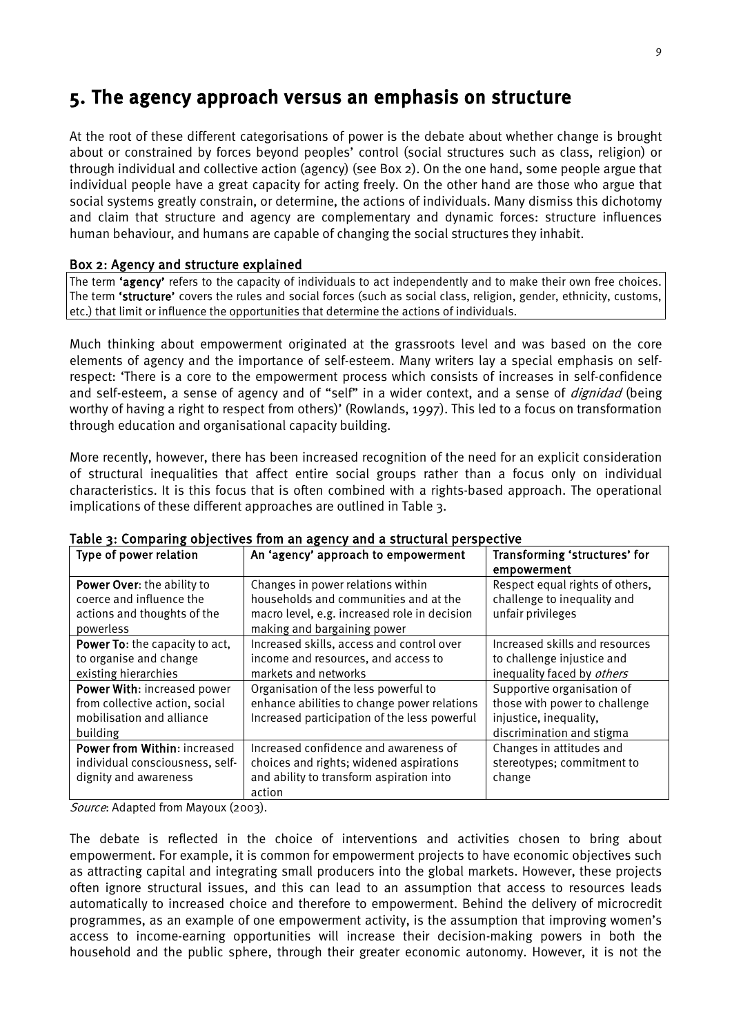## 5. The agency approach versus an emphasis on structure

At the root of these different categorisations of power is the debate about whether change is brought about or constrained by forces beyond peoples' control (social structures such as class, religion) or through individual and collective action (agency) (see Box 2). On the one hand, some people argue that individual people have a great capacity for acting freely. On the other hand are those who argue that social systems greatly constrain, or determine, the actions of individuals. Many dismiss this dichotomy and claim that structure and agency are complementary and dynamic forces: structure influences human behaviour, and humans are capable of changing the social structures they inhabit.

**Box 2: Agency and structure explained**

The term **'agency'** refers to the capacity of individuals to act independently and to make their own free choices. The term **'structure'** covers the rules and social forces (such as social class, religion, gender, ethnicity, customs, etc.) that limit or influence the opportunities that determine the actions of individuals.

Much thinking about empowerment originated at the grassroots level and was based on the core elements of agency and the importance of self-esteem. Many writers lay a special emphasis on self-respect: 'There is a core to the empowerment process which consists of increases in self-confidence and self-esteem, a sense of agency and of "self" in a wider context, and a sense of *dignidad* (being worthy of having a right to respect from others)' (Rowlands, 1997). This led to a focus on transformation through education and organisational capacity building.

More recently, however, there has been increased recognition of the need for an explicit consideration of structural inequalities that affect entire social groups rather than a focus only on individual characteristics. It is this focus that is often combined with a rights-based approach. The operational implications of these different approaches are outlined in Table 3.

**Table 3: Comparing objectives from an agency and a structural perspective**

| Type of power relation | An 'agency' approach to empowerment | Transforming 'structures' for empowerment |
|---|---|---|
| **Power Over**: the ability to coerce and influence the actions and thoughts of the powerless | Changes in power relations within households and communities and at the macro level, e.g. increased role in decision making and bargaining power | Respect equal rights of others, challenge to inequality and unfair privileges |
| **Power To**: the capacity to act, to organise and change existing hierarchies | Increased skills, access and control over income and resources, and access to markets and networks | Increased skills and resources to challenge injustice and inequality faced by *others* |
| **Power With**: increased power from collective action, social mobilisation and alliance building | Organisation of the less powerful to enhance abilities to change power relations Increased participation of the less powerful | Supportive organisation of those with power to challenge injustice, inequality, discrimination and stigma |
| **Power from Within**: increased individual consciousness, self-dignity and awareness | Increased confidence and awareness of choices and rights; widened aspirations and ability to transform aspiration into action | Changes in attitudes and stereotypes; commitment to change |

*Source*: Adapted from Mayoux (2003).

The debate is reflected in the choice of interventions and activities chosen to bring about empowerment. For example, it is common for empowerment projects to have economic objectives such as attracting capital and integrating small producers into the global markets. However, these projects often ignore structural issues, and this can lead to an assumption that access to resources leads automatically to increased choice and therefore to empowerment. Behind the delivery of microcredit programmes, as an example of one empowerment activity, is the assumption that improving women's access to income-earning opportunities will increase their decision-making powers in both the household and the public sphere, through their greater economic autonomy. However, it is not the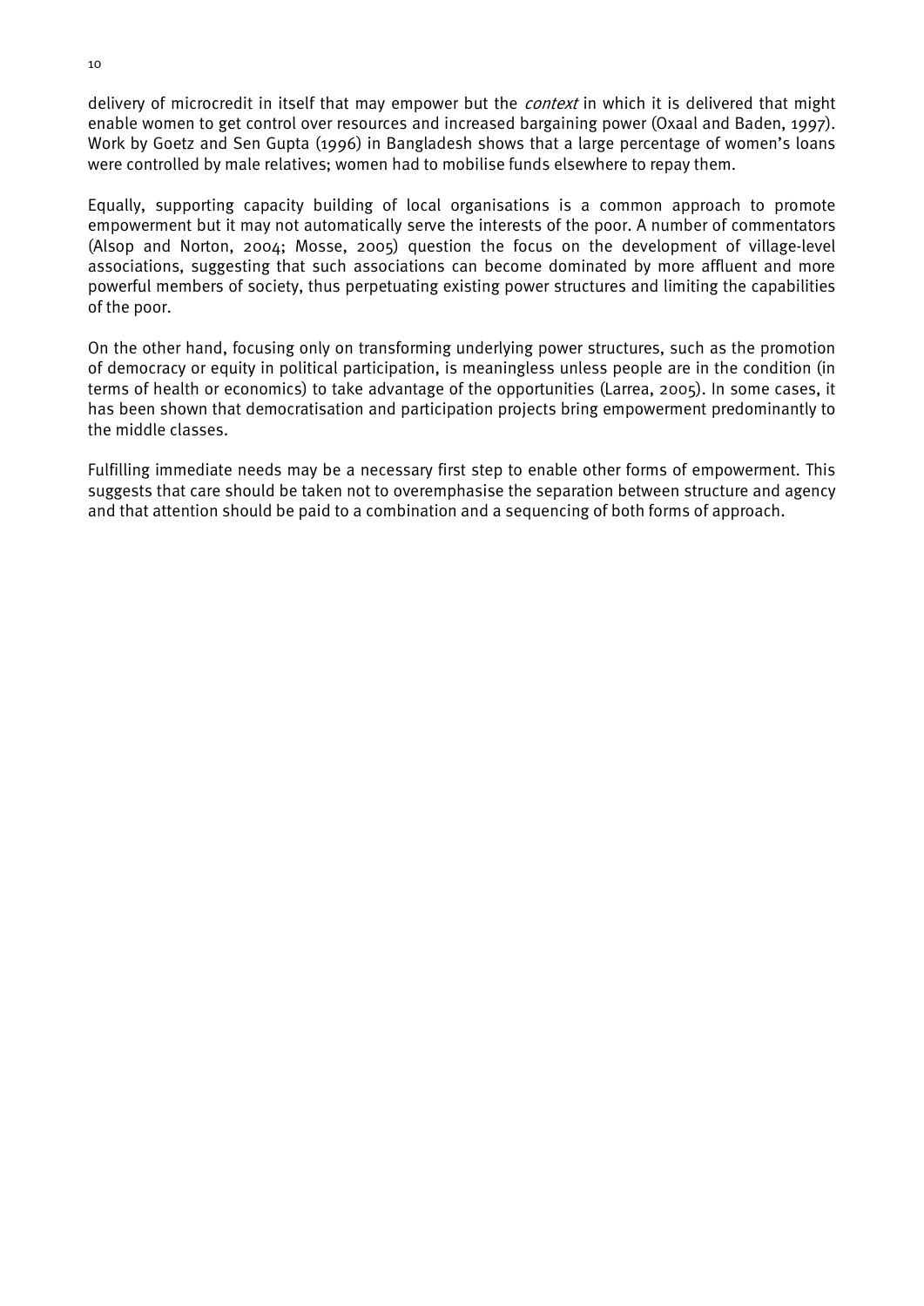delivery of microcredit in itself that may empower but the *context* in which it is delivered that might enable women to get control over resources and increased bargaining power (Oxaal and Baden, 1997). Work by Goetz and Sen Gupta (1996) in Bangladesh shows that a large percentage of women's loans were controlled by male relatives; women had to mobilise funds elsewhere to repay them.

Equally, supporting capacity building of local organisations is a common approach to promote empowerment but it may not automatically serve the interests of the poor. A number of commentators (Alsop and Norton, 2004; Mosse, 2005) question the focus on the development of village-level associations, suggesting that such associations can become dominated by more affluent and more powerful members of society, thus perpetuating existing power structures and limiting the capabilities of the poor.

On the other hand, focusing only on transforming underlying power structures, such as the promotion of democracy or equity in political participation, is meaningless unless people are in the condition (in terms of health or economics) to take advantage of the opportunities (Larrea, 2005). In some cases, it has been shown that democratisation and participation projects bring empowerment predominantly to the middle classes.

Fulfilling immediate needs may be a necessary first step to enable other forms of empowerment. This suggests that care should be taken not to overemphasise the separation between structure and agency and that attention should be paid to a combination and a sequencing of both forms of approach.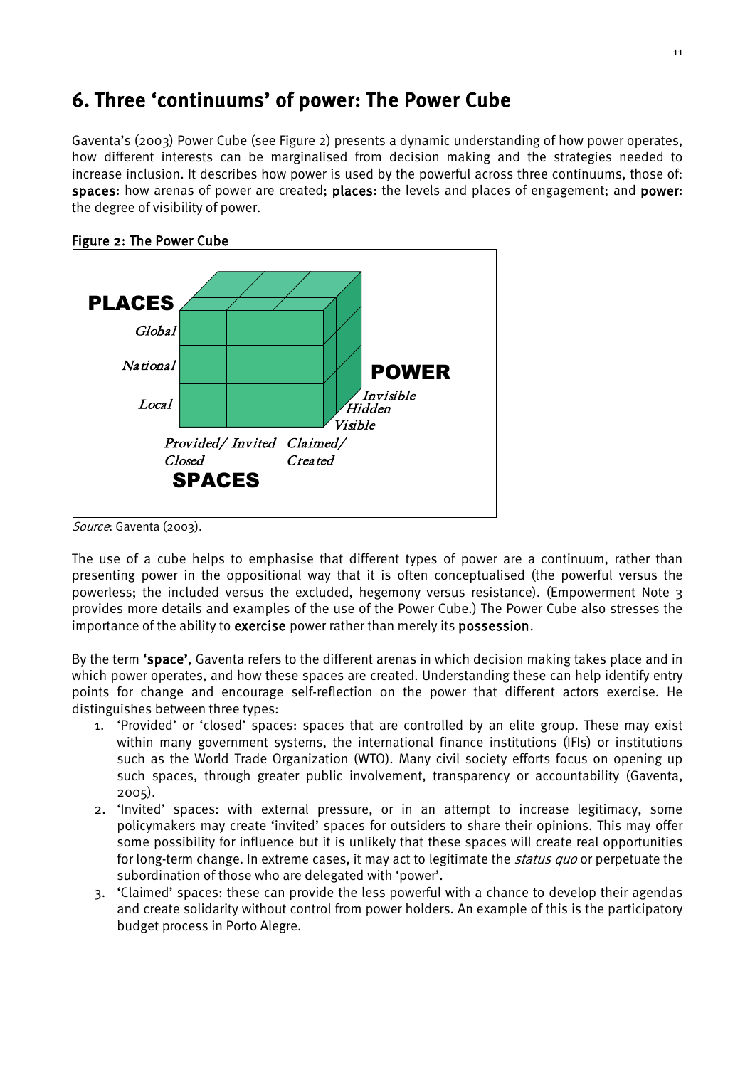## 6. Three 'continuums' of power: The Power Cube

Gaventa's (2003) Power Cube (see Figure 2) presents a dynamic understanding of how power operates, how different interests can be marginalised from decision making and the strategies needed to increase inclusion. It describes how power is used by the powerful across three continuums, those of: **spaces**: how arenas of power are created; **places**: the levels and places of engagement; and **power**: the degree of visibility of power.

**Figure 2: The Power Cube**

*Source*: Gaventa (2003).

The use of a cube helps to emphasise that different types of power are a continuum, rather than presenting power in the oppositional way that it is often conceptualised (the powerful versus the powerless; the included versus the excluded, hegemony versus resistance). (Empowerment Note 3 provides more details and examples of the use of the Power Cube.) The Power Cube also stresses the importance of the ability to **exercise** power rather than merely its **possession**.

By the term **'space'**, Gaventa refers to the different arenas in which decision making takes place and in which power operates, and how these spaces are created. Understanding these can help identify entry points for change and encourage self-reflection on the power that different actors exercise. He distinguishes between three types:

1. 'Provided' or 'closed' spaces: spaces that are controlled by an elite group. These may exist within many government systems, the international finance institutions (IFIs) or institutions such as the World Trade Organization (WTO). Many civil society efforts focus on opening up such spaces, through greater public involvement, transparency or accountability (Gaventa, 2005).
2. 'Invited' spaces: with external pressure, or in an attempt to increase legitimacy, some policymakers may create 'invited' spaces for outsiders to share their opinions. This may offer some possibility for influence but it is unlikely that these spaces will create real opportunities for long-term change. In extreme cases, it may act to legitimate the *status quo* or perpetuate the subordination of those who are delegated with 'power'.
3. 'Claimed' spaces: these can provide the less powerful with a chance to develop their agendas and create solidarity without control from power holders. An example of this is the participatory budget process in Porto Alegre.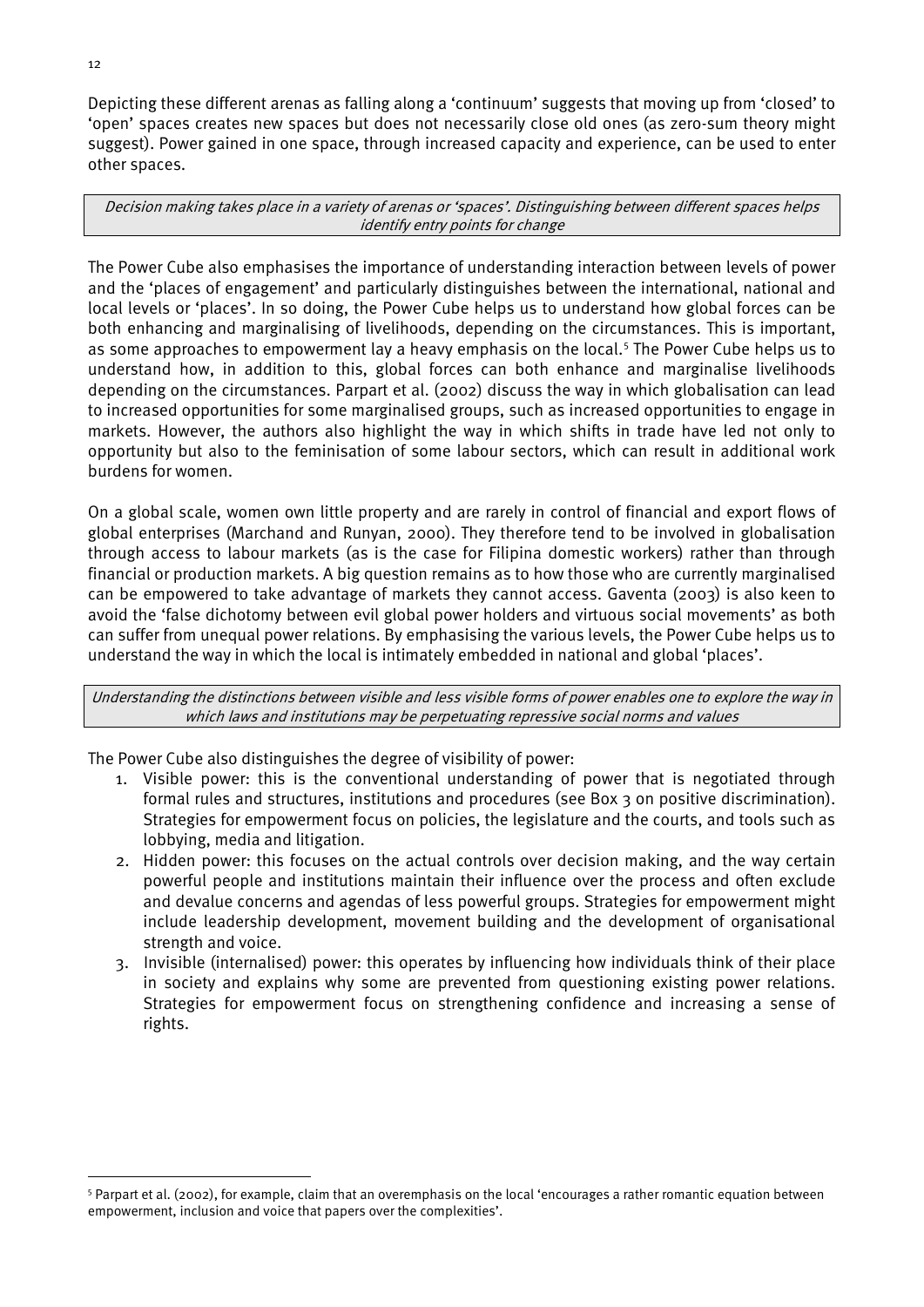Depicting these different arenas as falling along a 'continuum' suggests that moving up from 'closed' to 'open' spaces creates new spaces but does not necessarily close old ones (as zero-sum theory might suggest). Power gained in one space, through increased capacity and experience, can be used to enter other spaces.

> *Decision making takes place in a variety of arenas or 'spaces'. Distinguishing between different spaces helps identify entry points for change*

The Power Cube also emphasises the importance of understanding interaction between levels of power and the 'places of engagement' and particularly distinguishes between the international, national and local levels or 'places'. In so doing, the Power Cube helps us to understand how global forces can be both enhancing and marginalising of livelihoods, depending on the circumstances. This is important, as some approaches to empowerment lay a heavy emphasis on the local.[5] The Power Cube helps us to understand how, in addition to this, global forces can both enhance and marginalise livelihoods depending on the circumstances. Parpart et al. (2002) discuss the way in which globalisation can lead to increased opportunities for some marginalised groups, such as increased opportunities to engage in markets. However, the authors also highlight the way in which shifts in trade have led not only to opportunity but also to the feminisation of some labour sectors, which can result in additional work burdens for women.

On a global scale, women own little property and are rarely in control of financial and export flows of global enterprises (Marchand and Runyan, 2000). They therefore tend to be involved in globalisation through access to labour markets (as is the case for Filipina domestic workers) rather than through financial or production markets. A big question remains as to how those who are currently marginalised can be empowered to take advantage of markets they cannot access. Gaventa (2003) is also keen to avoid the 'false dichotomy between evil global power holders and virtuous social movements' as both can suffer from unequal power relations. By emphasising the various levels, the Power Cube helps us to understand the way in which the local is intimately embedded in national and global 'places'.

> *Understanding the distinctions between visible and less visible forms of power enables one to explore the way in which laws and institutions may be perpetuating repressive social norms and values*

The Power Cube also distinguishes the degree of visibility of power:

1. Visible power: this is the conventional understanding of power that is negotiated through formal rules and structures, institutions and procedures (see Box 3 on positive discrimination). Strategies for empowerment focus on policies, the legislature and the courts, and tools such as lobbying, media and litigation.
2. Hidden power: this focuses on the actual controls over decision making, and the way certain powerful people and institutions maintain their influence over the process and often exclude and devalue concerns and agendas of less powerful groups. Strategies for empowerment might include leadership development, movement building and the development of organisational strength and voice.
3. Invisible (internalised) power: this operates by influencing how individuals think of their place in society and explains why some are prevented from questioning existing power relations. Strategies for empowerment focus on strengthening confidence and increasing a sense of rights.

---

[5] Parpart et al. (2002), for example, claim that an overemphasis on the local 'encourages a rather romantic equation between empowerment, inclusion and voice that papers over the complexities'.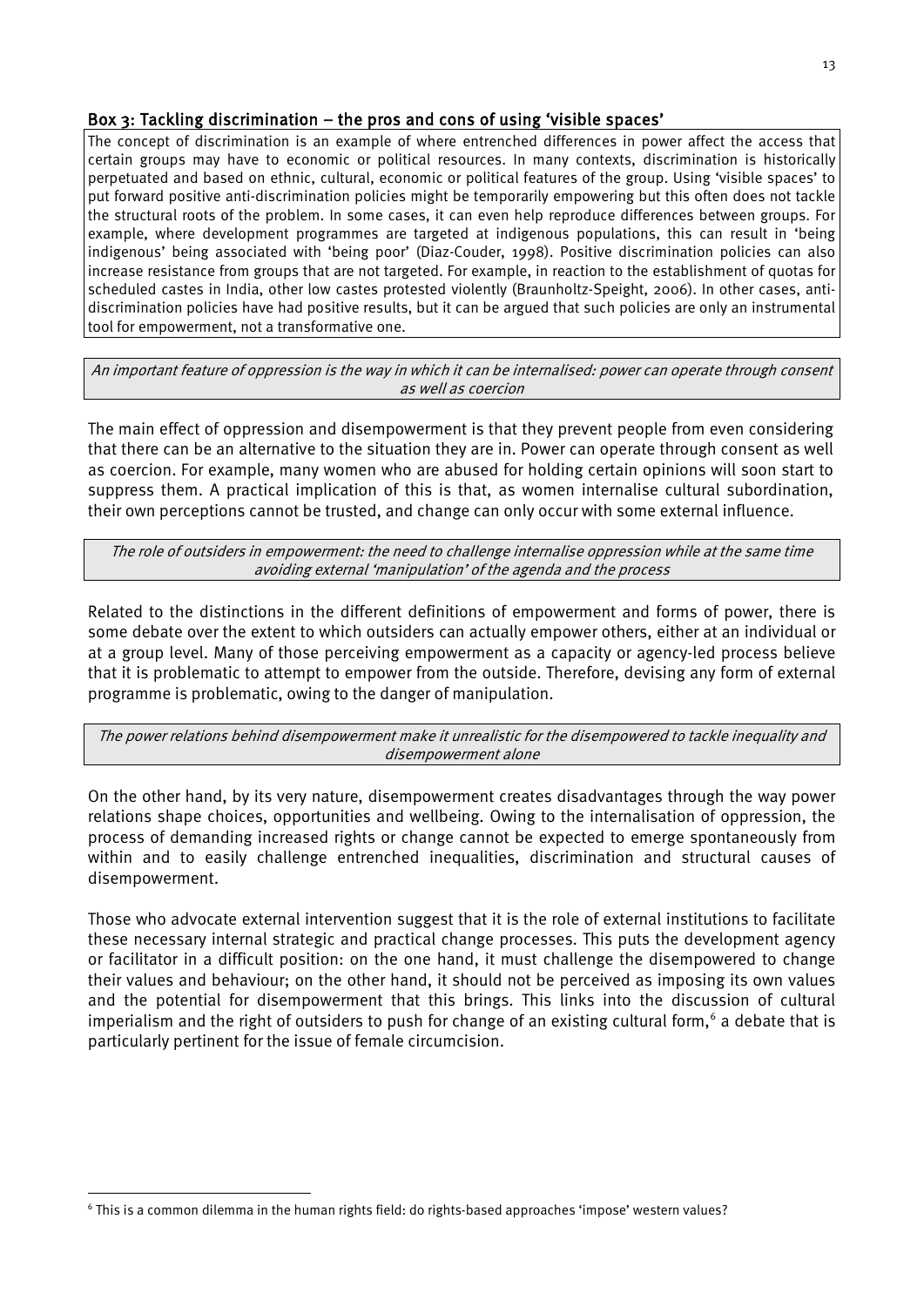### Box 3: Tackling discrimination – the pros and cons of using 'visible spaces'

The concept of discrimination is an example of where entrenched differences in power affect the access that certain groups may have to economic or political resources. In many contexts, discrimination is historically perpetuated and based on ethnic, cultural, economic or political features of the group. Using 'visible spaces' to put forward positive anti-discrimination policies might be temporarily empowering but this often does not tackle the structural roots of the problem. In some cases, it can even help reproduce differences between groups. For example, where development programmes are targeted at indigenous populations, this can result in 'being indigenous' being associated with 'being poor' (Diaz-Couder, 1998). Positive discrimination policies can also increase resistance from groups that are not targeted. For example, in reaction to the establishment of quotas for scheduled castes in India, other low castes protested violently (Braunholtz-Speight, 2006). In other cases, anti-discrimination policies have had positive results, but it can be argued that such policies are only an instrumental tool for empowerment, not a transformative one.

*An important feature of oppression is the way in which it can be internalised: power can operate through consent as well as coercion*

The main effect of oppression and disempowerment is that they prevent people from even considering that there can be an alternative to the situation they are in. Power can operate through consent as well as coercion. For example, many women who are abused for holding certain opinions will soon start to suppress them. A practical implication of this is that, as women internalise cultural subordination, their own perceptions cannot be trusted, and change can only occur with some external influence.

*The role of outsiders in empowerment: the need to challenge internalise oppression while at the same time avoiding external 'manipulation' of the agenda and the process*

Related to the distinctions in the different definitions of empowerment and forms of power, there is some debate over the extent to which outsiders can actually empower others, either at an individual or at a group level. Many of those perceiving empowerment as a capacity or agency-led process believe that it is problematic to attempt to empower from the outside. Therefore, devising any form of external programme is problematic, owing to the danger of manipulation.

*The power relations behind disempowerment make it unrealistic for the disempowered to tackle inequality and disempowerment alone*

On the other hand, by its very nature, disempowerment creates disadvantages through the way power relations shape choices, opportunities and wellbeing. Owing to the internalisation of oppression, the process of demanding increased rights or change cannot be expected to emerge spontaneously from within and to easily challenge entrenched inequalities, discrimination and structural causes of disempowerment.

Those who advocate external intervention suggest that it is the role of external institutions to facilitate these necessary internal strategic and practical change processes. This puts the development agency or facilitator in a difficult position: on the one hand, it must challenge the disempowered to change their values and behaviour; on the other hand, it should not be perceived as imposing its own values and the potential for disempowerment that this brings. This links into the discussion of cultural imperialism and the right of outsiders to push for change of an existing cultural form,[6] a debate that is particularly pertinent for the issue of female circumcision.

[6] This is a common dilemma in the human rights field: do rights-based approaches 'impose' western values?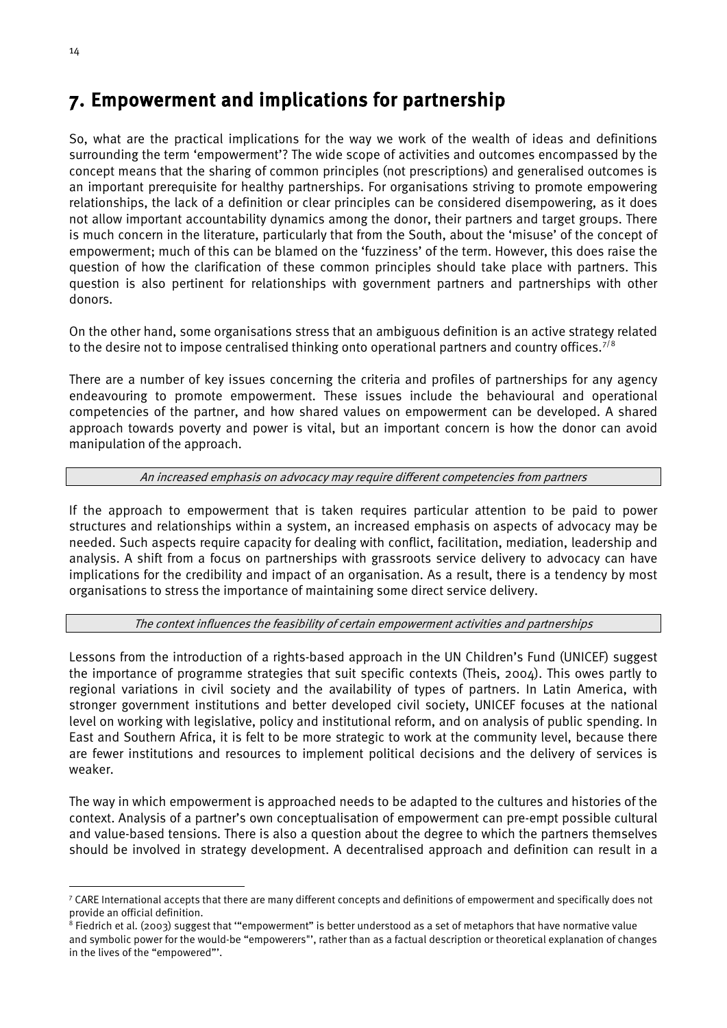# 7. Empowerment and implications for partnership

So, what are the practical implications for the way we work of the wealth of ideas and definitions surrounding the term 'empowerment'? The wide scope of activities and outcomes encompassed by the concept means that the sharing of common principles (not prescriptions) and generalised outcomes is an important prerequisite for healthy partnerships. For organisations striving to promote empowering relationships, the lack of a definition or clear principles can be considered disempowering, as it does not allow important accountability dynamics among the donor, their partners and target groups. There is much concern in the literature, particularly that from the South, about the 'misuse' of the concept of empowerment; much of this can be blamed on the 'fuzziness' of the term. However, this does raise the question of how the clarification of these common principles should take place with partners. This question is also pertinent for relationships with government partners and partnerships with other donors.

On the other hand, some organisations stress that an ambiguous definition is an active strategy related to the desire not to impose centralised thinking onto operational partners and country offices.[7/8]

There are a number of key issues concerning the criteria and profiles of partnerships for any agency endeavouring to promote empowerment. These issues include the behavioural and operational competencies of the partner, and how shared values on empowerment can be developed. A shared approach towards poverty and power is vital, but an important concern is how the donor can avoid manipulation of the approach.

*An increased emphasis on advocacy may require different competencies from partners*

If the approach to empowerment that is taken requires particular attention to be paid to power structures and relationships within a system, an increased emphasis on aspects of advocacy may be needed. Such aspects require capacity for dealing with conflict, facilitation, mediation, leadership and analysis. A shift from a focus on partnerships with grassroots service delivery to advocacy can have implications for the credibility and impact of an organisation. As a result, there is a tendency by most organisations to stress the importance of maintaining some direct service delivery.

*The context influences the feasibility of certain empowerment activities and partnerships*

Lessons from the introduction of a rights-based approach in the UN Children's Fund (UNICEF) suggest the importance of programme strategies that suit specific contexts (Theis, 2004). This owes partly to regional variations in civil society and the availability of types of partners. In Latin America, with stronger government institutions and better developed civil society, UNICEF focuses at the national level on working with legislative, policy and institutional reform, and on analysis of public spending. In East and Southern Africa, it is felt to be more strategic to work at the community level, because there are fewer institutions and resources to implement political decisions and the delivery of services is weaker.

The way in which empowerment is approached needs to be adapted to the cultures and histories of the context. Analysis of a partner's own conceptualisation of empowerment can pre-empt possible cultural and value-based tensions. There is also a question about the degree to which the partners themselves should be involved in strategy development. A decentralised approach and definition can result in a

---

[7] CARE International accepts that there are many different concepts and definitions of empowerment and specifically does not provide an official definition.

[8] Fiedrich et al. (2003) suggest that '"empowerment" is better understood as a set of metaphors that have normative value and symbolic power for the would-be "empowerers"', rather than as a factual description or theoretical explanation of changes in the lives of the "empowered"'.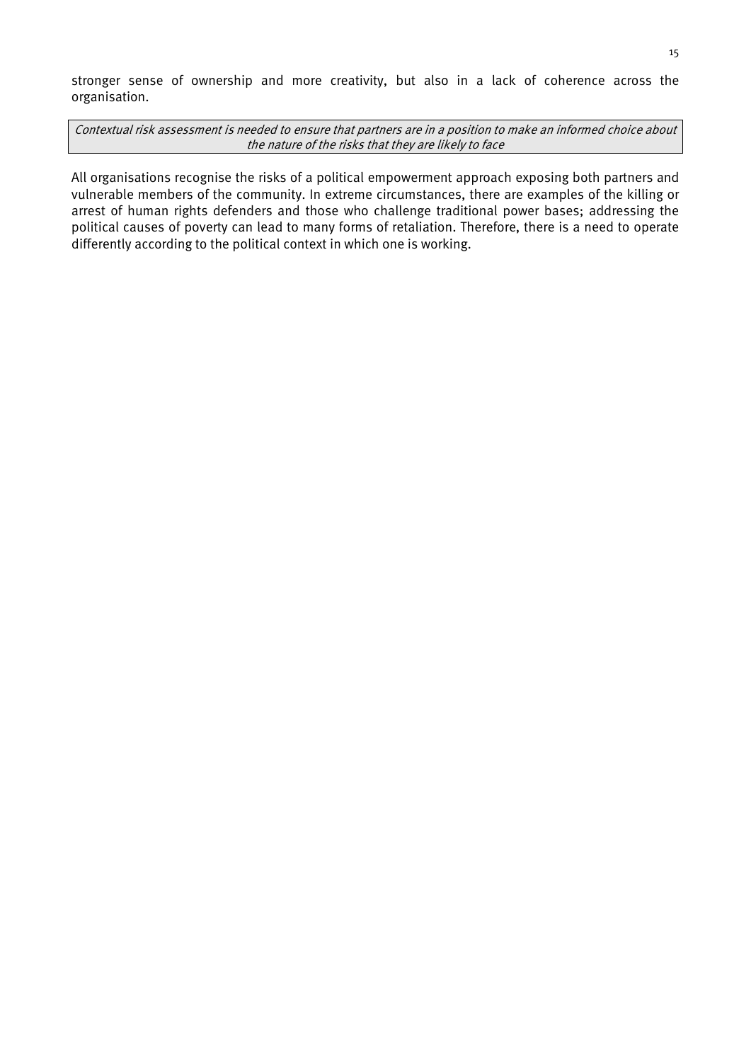stronger sense of ownership and more creativity, but also in a lack of coherence across the organisation.

*Contextual risk assessment is needed to ensure that partners are in a position to make an informed choice about the nature of the risks that they are likely to face*

All organisations recognise the risks of a political empowerment approach exposing both partners and vulnerable members of the community. In extreme circumstances, there are examples of the killing or arrest of human rights defenders and those who challenge traditional power bases; addressing the political causes of poverty can lead to many forms of retaliation. Therefore, there is a need to operate differently according to the political context in which one is working.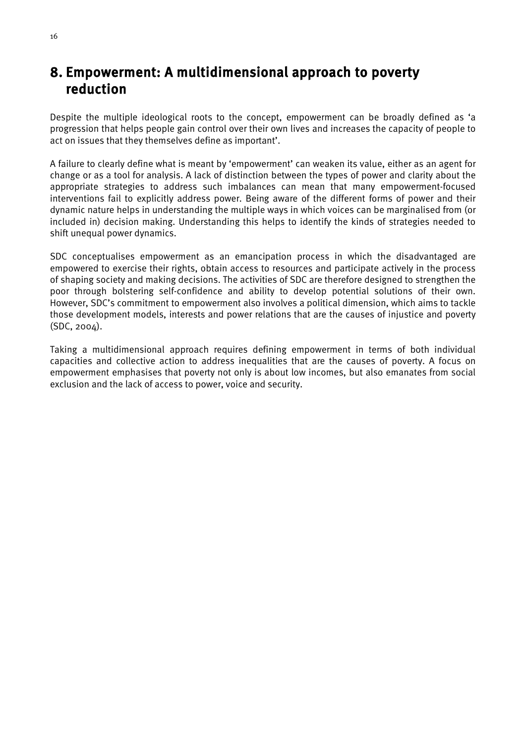## 8. Empowerment: A multidimensional approach to poverty reduction

Despite the multiple ideological roots to the concept, empowerment can be broadly defined as 'a progression that helps people gain control over their own lives and increases the capacity of people to act on issues that they themselves define as important'.

A failure to clearly define what is meant by 'empowerment' can weaken its value, either as an agent for change or as a tool for analysis. A lack of distinction between the types of power and clarity about the appropriate strategies to address such imbalances can mean that many empowerment-focused interventions fail to explicitly address power. Being aware of the different forms of power and their dynamic nature helps in understanding the multiple ways in which voices can be marginalised from (or included in) decision making. Understanding this helps to identify the kinds of strategies needed to shift unequal power dynamics.

SDC conceptualises empowerment as an emancipation process in which the disadvantaged are empowered to exercise their rights, obtain access to resources and participate actively in the process of shaping society and making decisions. The activities of SDC are therefore designed to strengthen the poor through bolstering self-confidence and ability to develop potential solutions of their own. However, SDC's commitment to empowerment also involves a political dimension, which aims to tackle those development models, interests and power relations that are the causes of injustice and poverty (SDC, 2004).

Taking a multidimensional approach requires defining empowerment in terms of both individual capacities and collective action to address inequalities that are the causes of poverty. A focus on empowerment emphasises that poverty not only is about low incomes, but also emanates from social exclusion and the lack of access to power, voice and security.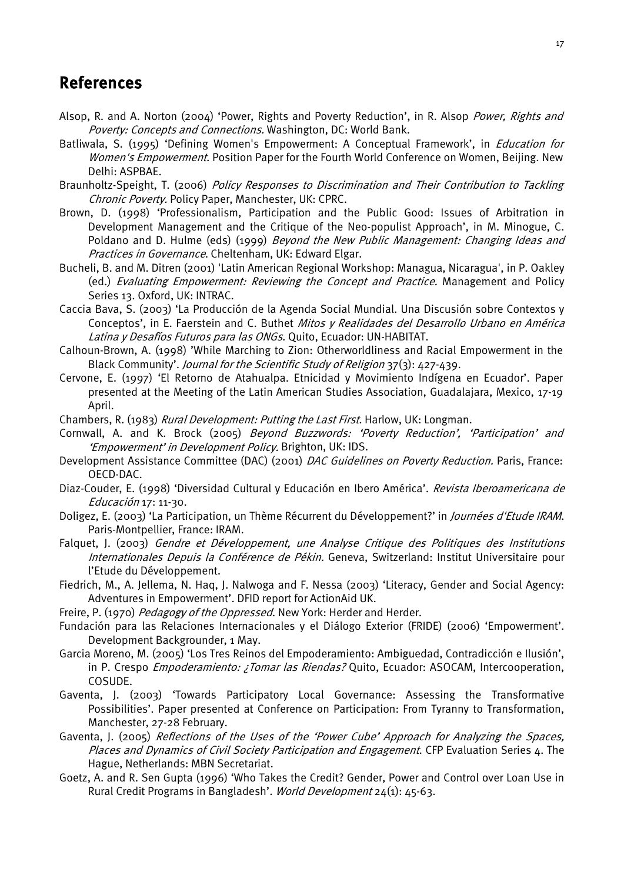## References

Alsop, R. and A. Norton (2004) 'Power, Rights and Poverty Reduction', in R. Alsop *Power, Rights and Poverty: Concepts and Connections.* Washington, DC: World Bank.

Batliwala, S. (1995) 'Defining Women's Empowerment: A Conceptual Framework', in *Education for Women's Empowerment*. Position Paper for the Fourth World Conference on Women, Beijing. New Delhi: ASPBAE.

Braunholtz-Speight, T. (2006) *Policy Responses to Discrimination and Their Contribution to Tackling Chronic Poverty.* Policy Paper, Manchester, UK: CPRC.

Brown, D. (1998) 'Professionalism, Participation and the Public Good: Issues of Arbitration in Development Management and the Critique of the Neo-populist Approach', in M. Minogue, C. Poldano and D. Hulme (eds) (1999) *Beyond the New Public Management: Changing Ideas and Practices in Governance*. Cheltenham, UK: Edward Elgar.

Bucheli, B. and M. Ditren (2001) 'Latin American Regional Workshop: Managua, Nicaragua', in P. Oakley (ed.) *Evaluating Empowerment: Reviewing the Concept and Practice.* Management and Policy Series 13. Oxford, UK: INTRAC.

Caccia Bava, S. (2003) 'La Producción de la Agenda Social Mundial. Una Discusión sobre Contextos y Conceptos', in E. Faerstein and C. Buthet *Mitos y Realidades del Desarrollo Urbano en América Latina y Desafíos Futuros para las ONGs*. Quito, Ecuador: UN-HABITAT.

Calhoun-Brown, A. (1998) 'While Marching to Zion: Otherworldliness and Racial Empowerment in the Black Community'. *Journal for the Scientific Study of Religion* 37(3): 427-439.

Cervone, E. (1997) 'El Retorno de Atahualpa. Etnicidad y Movimiento Indígena en Ecuador'. Paper presented at the Meeting of the Latin American Studies Association, Guadalajara, Mexico, 17-19 April.

Chambers, R. (1983) *Rural Development: Putting the Last First*. Harlow, UK: Longman.

Cornwall, A. and K. Brock (2005) *Beyond Buzzwords: 'Poverty Reduction', 'Participation' and 'Empowerment' in Development Policy.* Brighton, UK: IDS.

Development Assistance Committee (DAC) (2001) *DAC Guidelines on Poverty Reduction.* Paris, France: OECD-DAC.

Diaz-Couder, E. (1998) 'Diversidad Cultural y Educación en Ibero América'. *Revista Iberoamericana de Educación* 17: 11-30.

Doligez, E. (2003) 'La Participation, un Thème Récurrent du Développement?' in *Journées d'Etude IRAM*. Paris-Montpellier, France: IRAM.

Falquet, J. (2003) *Gendre et Développement, une Analyse Critique des Politiques des Institutions Internationales Depuis la Conférence de Pékin.* Geneva, Switzerland: Institut Universitaire pour l'Etude du Développement.

Fiedrich, M., A. Jellema, N. Haq, J. Nalwoga and F. Nessa (2003) 'Literacy, Gender and Social Agency: Adventures in Empowerment'. DFID report for ActionAid UK.

Freire, P. (1970) *Pedagogy of the Oppressed*. New York: Herder and Herder.

Fundación para las Relaciones Internacionales y el Diálogo Exterior (FRIDE) (2006) 'Empowerment'. Development Backgrounder, 1 May.

Garcia Moreno, M. (2005) 'Los Tres Reinos del Empoderamiento: Ambiguedad, Contradicción e Ilusión', in P. Crespo *Empoderamiento: ¿Tomar las Riendas?* Quito, Ecuador: ASOCAM, Intercooperation, COSUDE.

Gaventa, J. (2003) 'Towards Participatory Local Governance: Assessing the Transformative Possibilities'. Paper presented at Conference on Participation: From Tyranny to Transformation, Manchester, 27-28 February.

Gaventa, J. (2005) *Reflections of the Uses of the 'Power Cube' Approach for Analyzing the Spaces, Places and Dynamics of Civil Society Participation and Engagement*. CFP Evaluation Series 4. The Hague, Netherlands: MBN Secretariat.

Goetz, A. and R. Sen Gupta (1996) 'Who Takes the Credit? Gender, Power and Control over Loan Use in Rural Credit Programs in Bangladesh'. *World Development* 24(1): 45-63.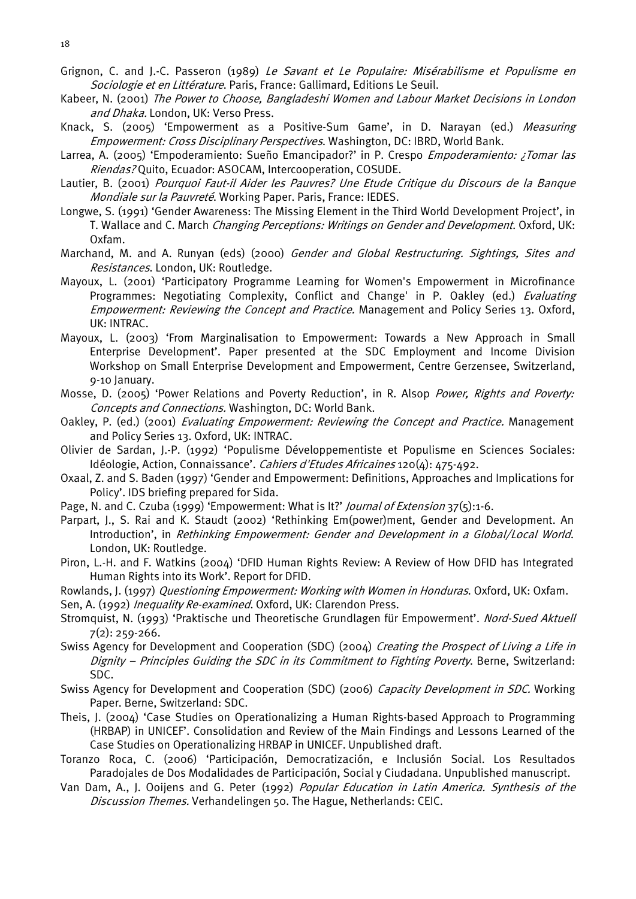Grignon, C. and J.-C. Passeron (1989) *Le Savant et Le Populaire: Misérabilisme et Populisme en Sociologie et en Littérature*. Paris, France: Gallimard, Editions Le Seuil.

Kabeer, N. (2001) *The Power to Choose, Bangladeshi Women and Labour Market Decisions in London and Dhaka.* London, UK: Verso Press.

Knack, S. (2005) 'Empowerment as a Positive-Sum Game', in D. Narayan (ed.) *Measuring Empowerment: Cross Disciplinary Perspectives*. Washington, DC: IBRD, World Bank.

Larrea, A. (2005) 'Empoderamiento: Sueño Emancipador?' in P. Crespo *Empoderamiento: ¿Tomar las Riendas?* Quito, Ecuador: ASOCAM, Intercooperation, COSUDE.

Lautier, B. (2001) *Pourquoi Faut-il Aider les Pauvres? Une Etude Critique du Discours de la Banque Mondiale sur la Pauvreté*. Working Paper. Paris, France: IEDES.

Longwe, S. (1991) 'Gender Awareness: The Missing Element in the Third World Development Project', in T. Wallace and C. March *Changing Perceptions: Writings on Gender and Development*. Oxford, UK: Oxfam.

Marchand, M. and A. Runyan (eds) (2000) *Gender and Global Restructuring. Sightings, Sites and Resistances*. London, UK: Routledge.

Mayoux, L. (2001) 'Participatory Programme Learning for Women's Empowerment in Microfinance Programmes: Negotiating Complexity, Conflict and Change' in P. Oakley (ed.) *Evaluating Empowerment: Reviewing the Concept and Practice.* Management and Policy Series 13. Oxford, UK: INTRAC.

Mayoux, L. (2003) 'From Marginalisation to Empowerment: Towards a New Approach in Small Enterprise Development'. Paper presented at the SDC Employment and Income Division Workshop on Small Enterprise Development and Empowerment, Centre Gerzensee, Switzerland, 9-10 January.

Mosse, D. (2005) 'Power Relations and Poverty Reduction', in R. Alsop *Power, Rights and Poverty: Concepts and Connections.* Washington, DC: World Bank.

Oakley, P. (ed.) (2001) *Evaluating Empowerment: Reviewing the Concept and Practice.* Management and Policy Series 13. Oxford, UK: INTRAC.

Olivier de Sardan, J.-P. (1992) 'Populisme Développementiste et Populisme en Sciences Sociales: Idéologie, Action, Connaissance'. *Cahiers d'Etudes Africaines* 120(4): 475-492.

Oxaal, Z. and S. Baden (1997) 'Gender and Empowerment: Definitions, Approaches and Implications for Policy'. IDS briefing prepared for Sida.

Page, N. and C. Czuba (1999) 'Empowerment: What is It?' *Journal of Extension* 37(5):1-6.

Parpart, J., S. Rai and K. Staudt (2002) 'Rethinking Em(power)ment, Gender and Development. An Introduction', in *Rethinking Empowerment: Gender and Development in a Global/Local World*. London, UK: Routledge.

Piron, L.-H. and F. Watkins (2004) 'DFID Human Rights Review: A Review of How DFID has Integrated Human Rights into its Work'. Report for DFID.

Rowlands, J. (1997) *Questioning Empowerment: Working with Women in Honduras*. Oxford, UK: Oxfam.

Sen, A. (1992) *Inequality Re-examined*. Oxford, UK: Clarendon Press.

Stromquist, N. (1993) 'Praktische und Theoretische Grundlagen für Empowerment'. *Nord-Sued Aktuell* 7(2): 259-266.

Swiss Agency for Development and Cooperation (SDC) (2004) *Creating the Prospect of Living a Life in Dignity – Principles Guiding the SDC in its Commitment to Fighting Poverty*. Berne, Switzerland: SDC.

Swiss Agency for Development and Cooperation (SDC) (2006) *Capacity Development in SDC.* Working Paper. Berne, Switzerland: SDC.

Theis, J. (2004) 'Case Studies on Operationalizing a Human Rights-based Approach to Programming (HRBAP) in UNICEF'. Consolidation and Review of the Main Findings and Lessons Learned of the Case Studies on Operationalizing HRBAP in UNICEF. Unpublished draft.

Toranzo Roca, C. (2006) 'Participación, Democratización, e Inclusión Social. Los Resultados Paradojales de Dos Modalidades de Participación, Social y Ciudadana. Unpublished manuscript.

Van Dam, A., J. Ooijens and G. Peter (1992) *Popular Education in Latin America. Synthesis of the Discussion Themes.* Verhandelingen 50. The Hague, Netherlands: CEIC.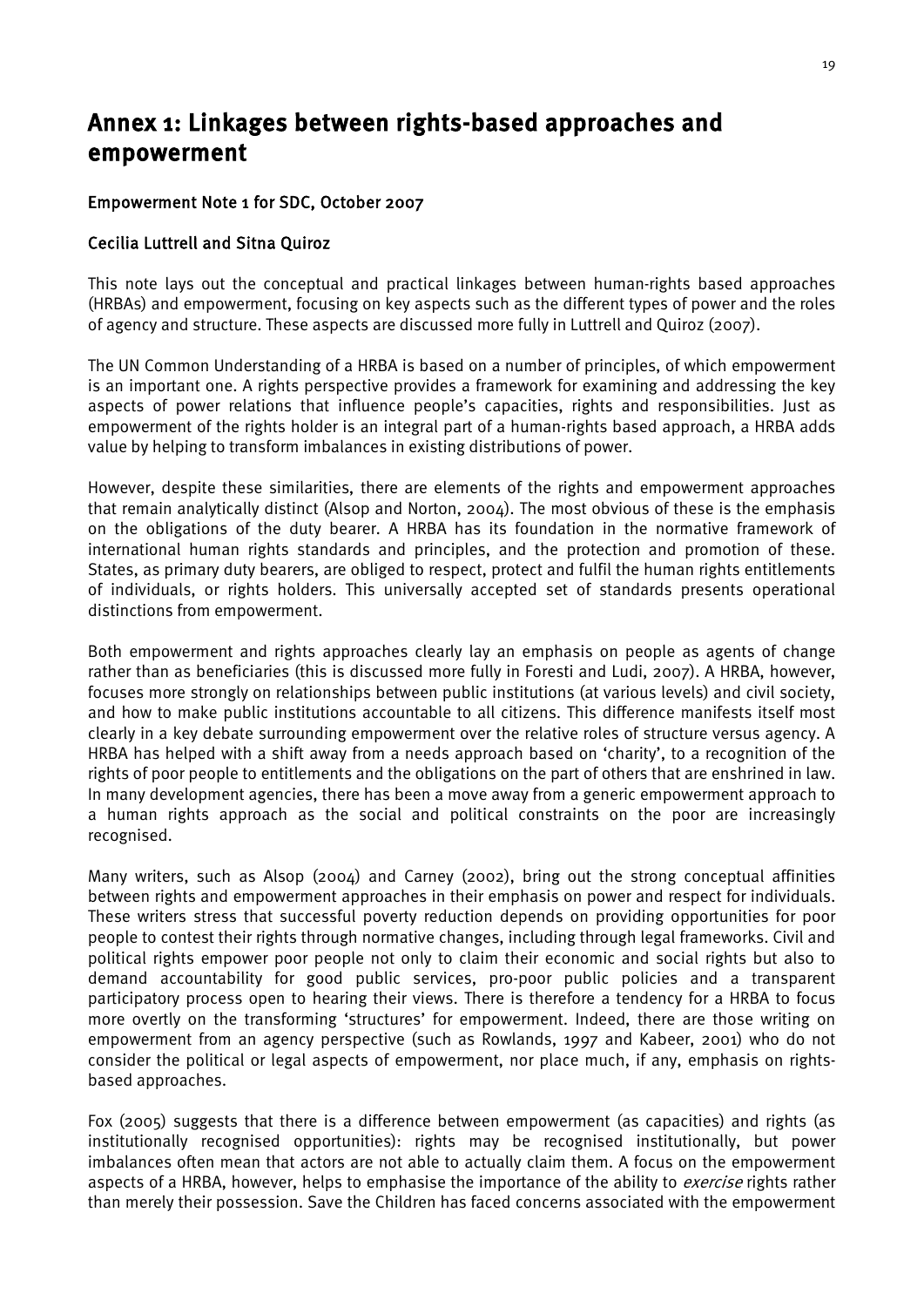# Annex 1: Linkages between rights-based approaches and empowerment

**Empowerment Note 1 for SDC, October 2007**

**Cecilia Luttrell and Sitna Quiroz**

This note lays out the conceptual and practical linkages between human-rights based approaches (HRBAs) and empowerment, focusing on key aspects such as the different types of power and the roles of agency and structure. These aspects are discussed more fully in Luttrell and Quiroz (2007).

The UN Common Understanding of a HRBA is based on a number of principles, of which empowerment is an important one. A rights perspective provides a framework for examining and addressing the key aspects of power relations that influence people's capacities, rights and responsibilities. Just as empowerment of the rights holder is an integral part of a human-rights based approach, a HRBA adds value by helping to transform imbalances in existing distributions of power.

However, despite these similarities, there are elements of the rights and empowerment approaches that remain analytically distinct (Alsop and Norton, 2004). The most obvious of these is the emphasis on the obligations of the duty bearer. A HRBA has its foundation in the normative framework of international human rights standards and principles, and the protection and promotion of these. States, as primary duty bearers, are obliged to respect, protect and fulfil the human rights entitlements of individuals, or rights holders. This universally accepted set of standards presents operational distinctions from empowerment.

Both empowerment and rights approaches clearly lay an emphasis on people as agents of change rather than as beneficiaries (this is discussed more fully in Foresti and Ludi, 2007). A HRBA, however, focuses more strongly on relationships between public institutions (at various levels) and civil society, and how to make public institutions accountable to all citizens. This difference manifests itself most clearly in a key debate surrounding empowerment over the relative roles of structure versus agency. A HRBA has helped with a shift away from a needs approach based on 'charity', to a recognition of the rights of poor people to entitlements and the obligations on the part of others that are enshrined in law. In many development agencies, there has been a move away from a generic empowerment approach to a human rights approach as the social and political constraints on the poor are increasingly recognised.

Many writers, such as Alsop (2004) and Carney (2002), bring out the strong conceptual affinities between rights and empowerment approaches in their emphasis on power and respect for individuals. These writers stress that successful poverty reduction depends on providing opportunities for poor people to contest their rights through normative changes, including through legal frameworks. Civil and political rights empower poor people not only to claim their economic and social rights but also to demand accountability for good public services, pro-poor public policies and a transparent participatory process open to hearing their views. There is therefore a tendency for a HRBA to focus more overtly on the transforming 'structures' for empowerment. Indeed, there are those writing on empowerment from an agency perspective (such as Rowlands, 1997 and Kabeer, 2001) who do not consider the political or legal aspects of empowerment, nor place much, if any, emphasis on rights-based approaches.

Fox (2005) suggests that there is a difference between empowerment (as capacities) and rights (as institutionally recognised opportunities): rights may be recognised institutionally, but power imbalances often mean that actors are not able to actually claim them. A focus on the empowerment aspects of a HRBA, however, helps to emphasise the importance of the ability to *exercise* rights rather than merely their possession. Save the Children has faced concerns associated with the empowerment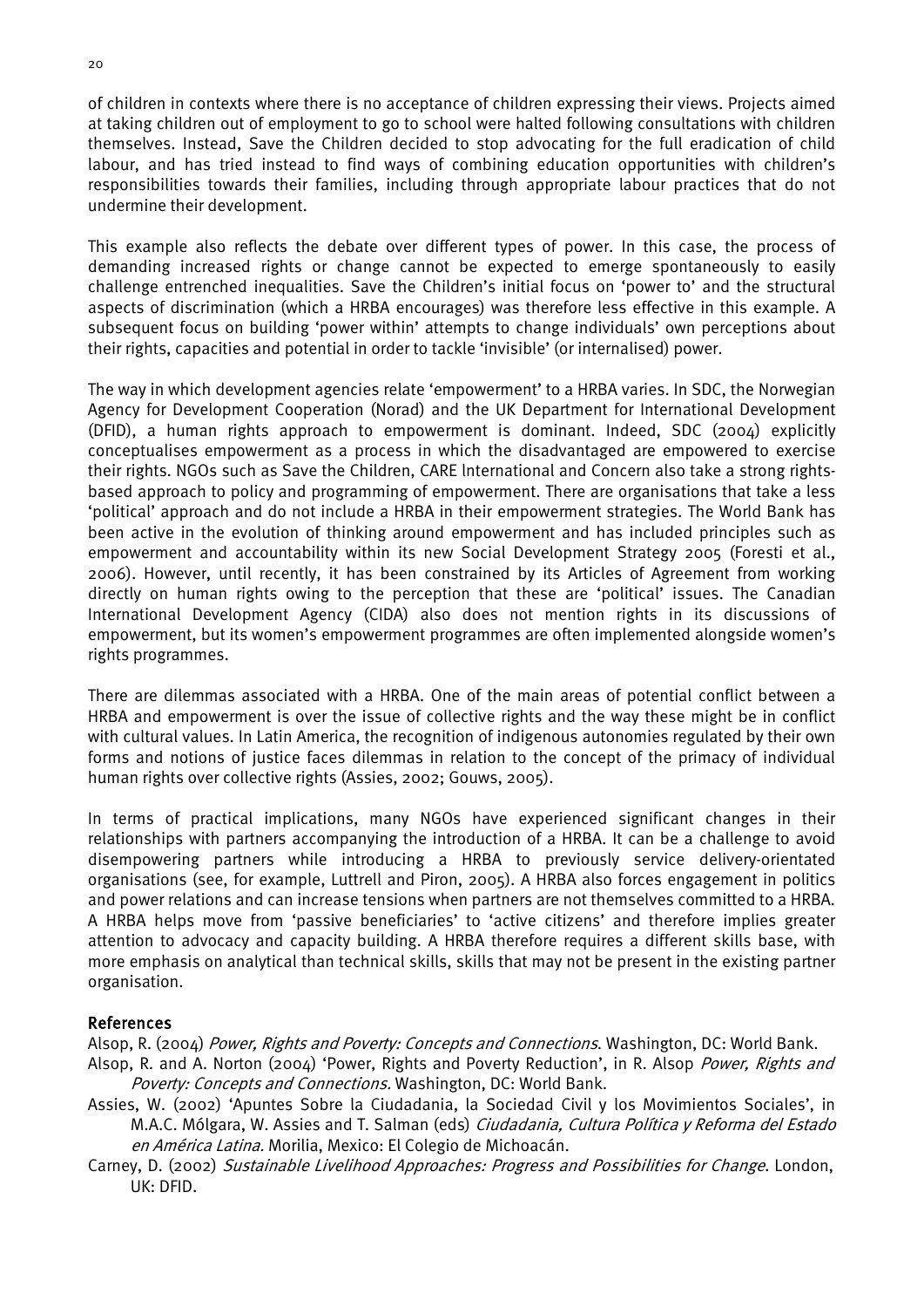of children in contexts where there is no acceptance of children expressing their views. Projects aimed at taking children out of employment to go to school were halted following consultations with children themselves. Instead, Save the Children decided to stop advocating for the full eradication of child labour, and has tried instead to find ways of combining education opportunities with children's responsibilities towards their families, including through appropriate labour practices that do not undermine their development.

This example also reflects the debate over different types of power. In this case, the process of demanding increased rights or change cannot be expected to emerge spontaneously to easily challenge entrenched inequalities. Save the Children's initial focus on 'power to' and the structural aspects of discrimination (which a HRBA encourages) was therefore less effective in this example. A subsequent focus on building 'power within' attempts to change individuals' own perceptions about their rights, capacities and potential in order to tackle 'invisible' (or internalised) power.

The way in which development agencies relate 'empowerment' to a HRBA varies. In SDC, the Norwegian Agency for Development Cooperation (Norad) and the UK Department for International Development (DFID), a human rights approach to empowerment is dominant. Indeed, SDC (2004) explicitly conceptualises empowerment as a process in which the disadvantaged are empowered to exercise their rights. NGOs such as Save the Children, CARE International and Concern also take a strong rights-based approach to policy and programming of empowerment. There are organisations that take a less 'political' approach and do not include a HRBA in their empowerment strategies. The World Bank has been active in the evolution of thinking around empowerment and has included principles such as empowerment and accountability within its new Social Development Strategy 2005 (Foresti et al., 2006). However, until recently, it has been constrained by its Articles of Agreement from working directly on human rights owing to the perception that these are 'political' issues. The Canadian International Development Agency (CIDA) also does not mention rights in its discussions of empowerment, but its women's empowerment programmes are often implemented alongside women's rights programmes.

There are dilemmas associated with a HRBA. One of the main areas of potential conflict between a HRBA and empowerment is over the issue of collective rights and the way these might be in conflict with cultural values. In Latin America, the recognition of indigenous autonomies regulated by their own forms and notions of justice faces dilemmas in relation to the concept of the primacy of individual human rights over collective rights (Assies, 2002; Gouws, 2005).

In terms of practical implications, many NGOs have experienced significant changes in their relationships with partners accompanying the introduction of a HRBA. It can be a challenge to avoid disempowering partners while introducing a HRBA to previously service delivery-orientated organisations (see, for example, Luttrell and Piron, 2005). A HRBA also forces engagement in politics and power relations and can increase tensions when partners are not themselves committed to a HRBA. A HRBA helps move from 'passive beneficiaries' to 'active citizens' and therefore implies greater attention to advocacy and capacity building. A HRBA therefore requires a different skills base, with more emphasis on analytical than technical skills, skills that may not be present in the existing partner organisation.

## References

Alsop, R. (2004) *Power, Rights and Poverty: Concepts and Connections*. Washington, DC: World Bank.

Alsop, R. and A. Norton (2004) 'Power, Rights and Poverty Reduction', in R. Alsop *Power, Rights and Poverty: Concepts and Connections.* Washington, DC: World Bank.

Assies, W. (2002) 'Apuntes Sobre la Ciudadania, la Sociedad Civil y los Movimientos Sociales', in M.A.C. Mólgara, W. Assies and T. Salman (eds) *Ciudadania, Cultura Política y Reforma del Estado en América Latina.* Morilia, Mexico: El Colegio de Michoacán.

Carney, D. (2002) *Sustainable Livelihood Approaches: Progress and Possibilities for Change*. London, UK: DFID.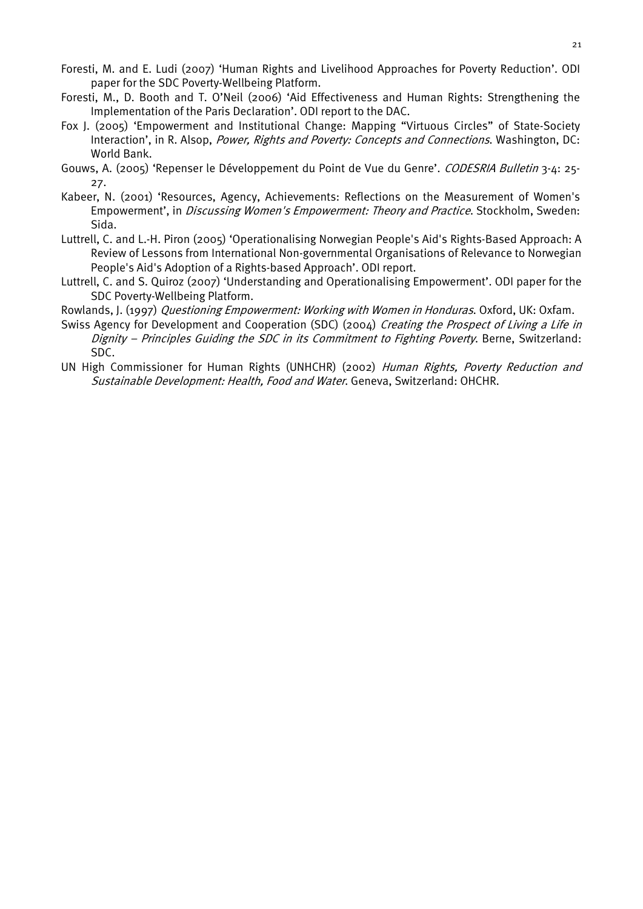Foresti, M. and E. Ludi (2007) 'Human Rights and Livelihood Approaches for Poverty Reduction'. ODI paper for the SDC Poverty-Wellbeing Platform.

Foresti, M., D. Booth and T. O'Neil (2006) 'Aid Effectiveness and Human Rights: Strengthening the Implementation of the Paris Declaration'. ODI report to the DAC.

Fox J. (2005) 'Empowerment and Institutional Change: Mapping "Virtuous Circles" of State-Society Interaction', in R. Alsop, *Power, Rights and Poverty: Concepts and Connections*. Washington, DC: World Bank.

Gouws, A. (2005) 'Repenser le Développement du Point de Vue du Genre'. *CODESRIA Bulletin* 3-4: 25-27.

Kabeer, N. (2001) 'Resources, Agency, Achievements: Reflections on the Measurement of Women's Empowerment', in *Discussing Women's Empowerment: Theory and Practice*. Stockholm, Sweden: Sida.

Luttrell, C. and L.-H. Piron (2005) 'Operationalising Norwegian People's Aid's Rights-Based Approach: A Review of Lessons from International Non-governmental Organisations of Relevance to Norwegian People's Aid's Adoption of a Rights-based Approach'. ODI report.

Luttrell, C. and S. Quiroz (2007) 'Understanding and Operationalising Empowerment'. ODI paper for the SDC Poverty-Wellbeing Platform.

Rowlands, J. (1997) *Questioning Empowerment: Working with Women in Honduras*. Oxford, UK: Oxfam.

Swiss Agency for Development and Cooperation (SDC) (2004) *Creating the Prospect of Living a Life in Dignity – Principles Guiding the SDC in its Commitment to Fighting Poverty*. Berne, Switzerland: SDC.

UN High Commissioner for Human Rights (UNHCHR) (2002) *Human Rights, Poverty Reduction and Sustainable Development: Health, Food and Water*. Geneva, Switzerland: OHCHR.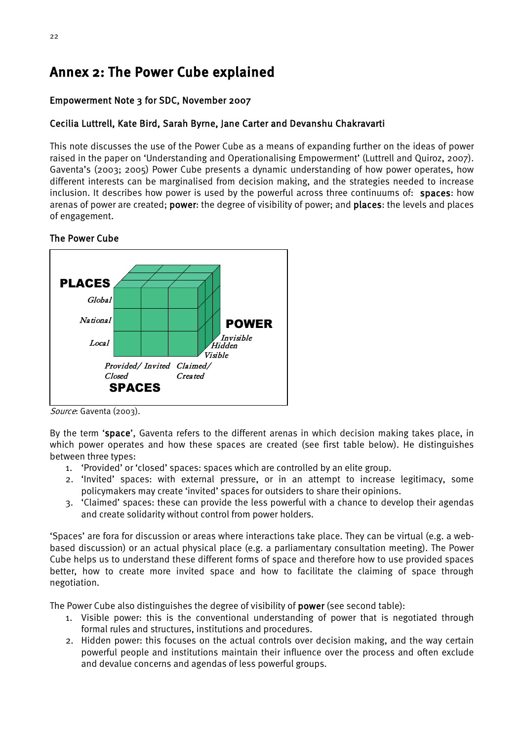## Annex 2: The Power Cube explained

### Empowerment Note 3 for SDC, November 2007

### Cecilia Luttrell, Kate Bird, Sarah Byrne, Jane Carter and Devanshu Chakravarti

This note discusses the use of the Power Cube as a means of expanding further on the ideas of power raised in the paper on 'Understanding and Operationalising Empowerment' (Luttrell and Quiroz, 2007). Gaventa's (2003; 2005) Power Cube presents a dynamic understanding of how power operates, how different interests can be marginalised from decision making, and the strategies needed to increase inclusion. It describes how power is used by the powerful across three continuums of: **spaces**: how arenas of power are created; **power**: the degree of visibility of power; and **places**: the levels and places of engagement.

### The Power Cube

PLACES: *Global*, *National*, *Local*

POWER: *Invisible*, *Hidden*, *Visible*

SPACES: *Provided/ Closed*, *Invited*, *Claimed/ Created*

*Source*: Gaventa (2003).

By the term '**space**', Gaventa refers to the different arenas in which decision making takes place, in which power operates and how these spaces are created (see first table below). He distinguishes between three types:

1. 'Provided' or 'closed' spaces: spaces which are controlled by an elite group.
2. 'Invited' spaces: with external pressure, or in an attempt to increase legitimacy, some policymakers may create 'invited' spaces for outsiders to share their opinions.
3. 'Claimed' spaces: these can provide the less powerful with a chance to develop their agendas and create solidarity without control from power holders.

'Spaces' are fora for discussion or areas where interactions take place. They can be virtual (e.g. a web-based discussion) or an actual physical place (e.g. a parliamentary consultation meeting). The Power Cube helps us to understand these different forms of space and therefore how to use provided spaces better, how to create more invited space and how to facilitate the claiming of space through negotiation.

The Power Cube also distinguishes the degree of visibility of **power** (see second table):

1. Visible power: this is the conventional understanding of power that is negotiated through formal rules and structures, institutions and procedures.
2. Hidden power: this focuses on the actual controls over decision making, and the way certain powerful people and institutions maintain their influence over the process and often exclude and devalue concerns and agendas of less powerful groups.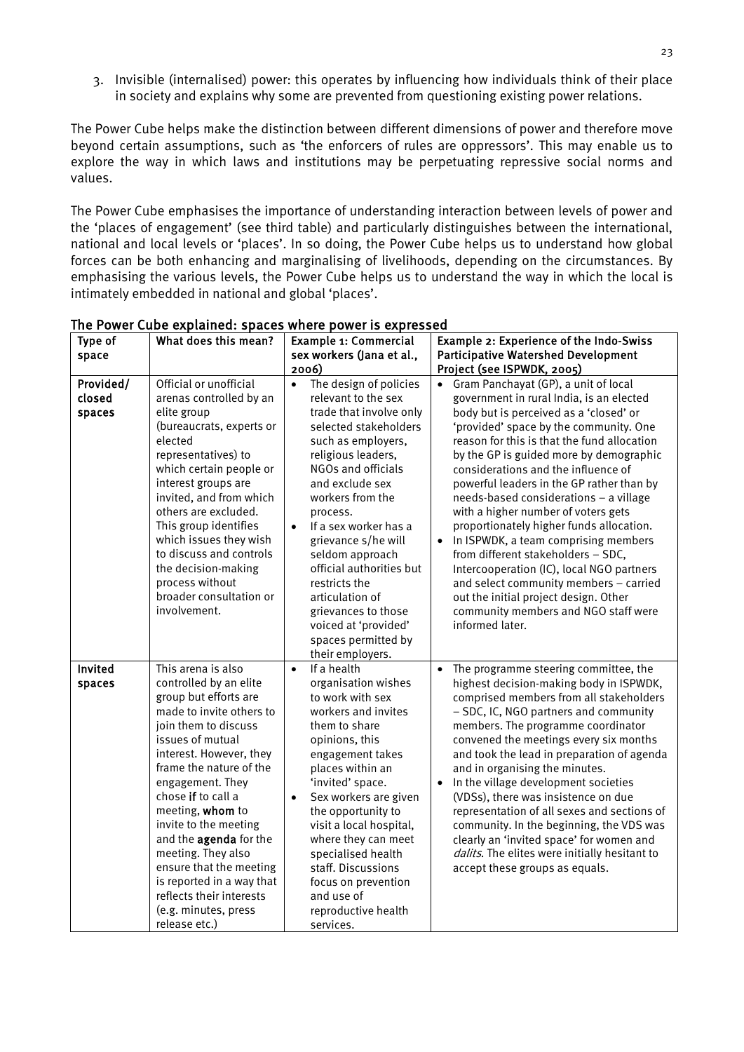3. Invisible (internalised) power: this operates by influencing how individuals think of their place in society and explains why some are prevented from questioning existing power relations.

The Power Cube helps make the distinction between different dimensions of power and therefore move beyond certain assumptions, such as 'the enforcers of rules are oppressors'. This may enable us to explore the way in which laws and institutions may be perpetuating repressive social norms and values.

The Power Cube emphasises the importance of understanding interaction between levels of power and the 'places of engagement' (see third table) and particularly distinguishes between the international, national and local levels or 'places'. In so doing, the Power Cube helps us to understand how global forces can be both enhancing and marginalising of livelihoods, depending on the circumstances. By emphasising the various levels, the Power Cube helps us to understand the way in which the local is intimately embedded in national and global 'places'.

**The Power Cube explained: spaces where power is expressed**

| Type of space | What does this mean? | Example 1: Commercial sex workers (Jana et al., 2006) | Example 2: Experience of the Indo-Swiss Participative Watershed Development Project (see ISPWDK, 2005) |
|---|---|---|---|
| **Provided/ closed spaces** | Official or unofficial arenas controlled by an elite group (bureaucrats, experts or elected representatives) to which certain people or interest groups are invited, and from which others are excluded. This group identifies which issues they wish to discuss and controls the decision-making process without broader consultation or involvement. | • The design of policies relevant to the sex trade that involve only selected stakeholders such as employers, religious leaders, NGOs and officials and exclude sex workers from the process.<br>• If a sex worker has a grievance s/he will seldom approach official authorities but restricts the articulation of grievances to those voiced at 'provided' spaces permitted by their employers. | • Gram Panchayat (GP), a unit of local government in rural India, is an elected body but is perceived as a 'closed' or 'provided' space by the community. One reason for this is that the fund allocation by the GP is guided more by demographic considerations and the influence of powerful leaders in the GP rather than by needs-based considerations – a village with a higher number of voters gets proportionately higher funds allocation.<br>• In ISPWDK, a team comprising members from different stakeholders – SDC, Intercooperation (IC), local NGO partners and select community members – carried out the initial project design. Other community members and NGO staff were informed later. |
| **Invited spaces** | This arena is also controlled by an elite group but efforts are made to invite others to join them to discuss issues of mutual interest. However, they frame the nature of the engagement. They chose **if** to call a meeting, **whom** to invite to the meeting and the **agenda** for the meeting. They also ensure that the meeting is reported in a way that reflects their interests (e.g. minutes, press release etc.) | • If a health organisation wishes to work with sex workers and invites them to share opinions, this engagement takes places within an 'invited' space.<br>• Sex workers are given the opportunity to visit a local hospital, where they can meet specialised health staff. Discussions focus on prevention and use of reproductive health services. | • The programme steering committee, the highest decision-making body in ISPWDK, comprised members from all stakeholders – SDC, IC, NGO partners and community members. The programme coordinator convened the meetings every six months and took the lead in preparation of agenda and in organising the minutes.<br>• In the village development societies (VDSs), there was insistence on due representation of all sexes and sections of community. In the beginning, the VDS was clearly an 'invited space' for women and *dalits*. The elites were initially hesitant to accept these groups as equals. |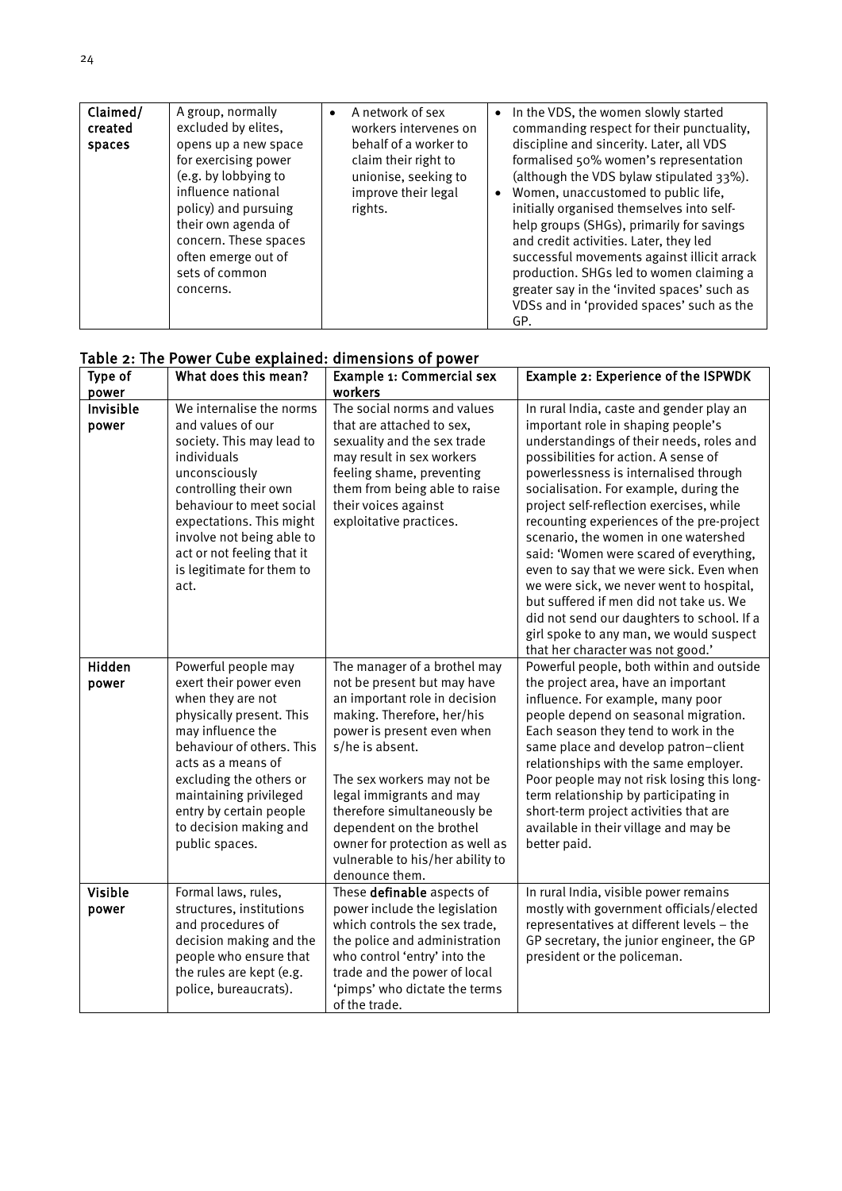| Claimed/ created spaces | A group, normally excluded by elites, opens up a new space for exercising power (e.g. by lobbying to influence national policy) and pursuing their own agenda of concern. These spaces often emerge out of sets of common concerns. | • A network of sex workers intervenes on behalf of a worker to claim their right to unionise, seeking to improve their legal rights. | • In the VDS, the women slowly started commanding respect for their punctuality, discipline and sincerity. Later, all VDS formalised 50% women's representation (although the VDS bylaw stipulated 33%). • Women, unaccustomed to public life, initially organised themselves into self-help groups (SHGs), primarily for savings and credit activities. Later, they led successful movements against illicit arrack production. SHGs led to women claiming a greater say in the 'invited spaces' such as VDSs and in 'provided spaces' such as the GP. |
|---|---|---|---|

## Table 2: The Power Cube explained: dimensions of power

| Type of power | What does this mean? | Example 1: Commercial sex workers | Example 2: Experience of the ISPWDK |
|---|---|---|---|
| **Invisible power** | We internalise the norms and values of our society. This may lead to individuals unconsciously controlling their own behaviour to meet social expectations. This might involve not being able to act or not feeling that it is legitimate for them to act. | The social norms and values that are attached to sex, sexuality and the sex trade may result in sex workers feeling shame, preventing them from being able to raise their voices against exploitative practices. | In rural India, caste and gender play an important role in shaping people's understandings of their needs, roles and possibilities for action. A sense of powerlessness is internalised through socialisation. For example, during the project self-reflection exercises, while recounting experiences of the pre-project scenario, the women in one watershed said: 'Women were scared of everything, even to say that we were sick. Even when we were sick, we never went to hospital, but suffered if men did not take us. We did not send our daughters to school. If a girl spoke to any man, we would suspect that her character was not good.' |
| **Hidden power** | Powerful people may exert their power even when they are not physically present. This may influence the behaviour of others. This acts as a means of excluding the others or maintaining privileged entry by certain people to decision making and public spaces. | The manager of a brothel may not be present but may have an important role in decision making. Therefore, her/his power is present even when s/he is absent.<br><br>The sex workers may not be legal immigrants and may therefore simultaneously be dependent on the brothel owner for protection as well as vulnerable to his/her ability to denounce them. | Powerful people, both within and outside the project area, have an important influence. For example, many poor people depend on seasonal migration. Each season they tend to work in the same place and develop patron–client relationships with the same employer. Poor people may not risk losing this long-term relationship by participating in short-term project activities that are available in their village and may be better paid. |
| **Visible power** | Formal laws, rules, structures, institutions and procedures of decision making and the people who ensure that the rules are kept (e.g. police, bureaucrats). | These **definable** aspects of power include the legislation which controls the sex trade, the police and administration who control 'entry' into the trade and the power of local 'pimps' who dictate the terms of the trade. | In rural India, visible power remains mostly with government officials/elected representatives at different levels – the GP secretary, the junior engineer, the GP president or the policeman. |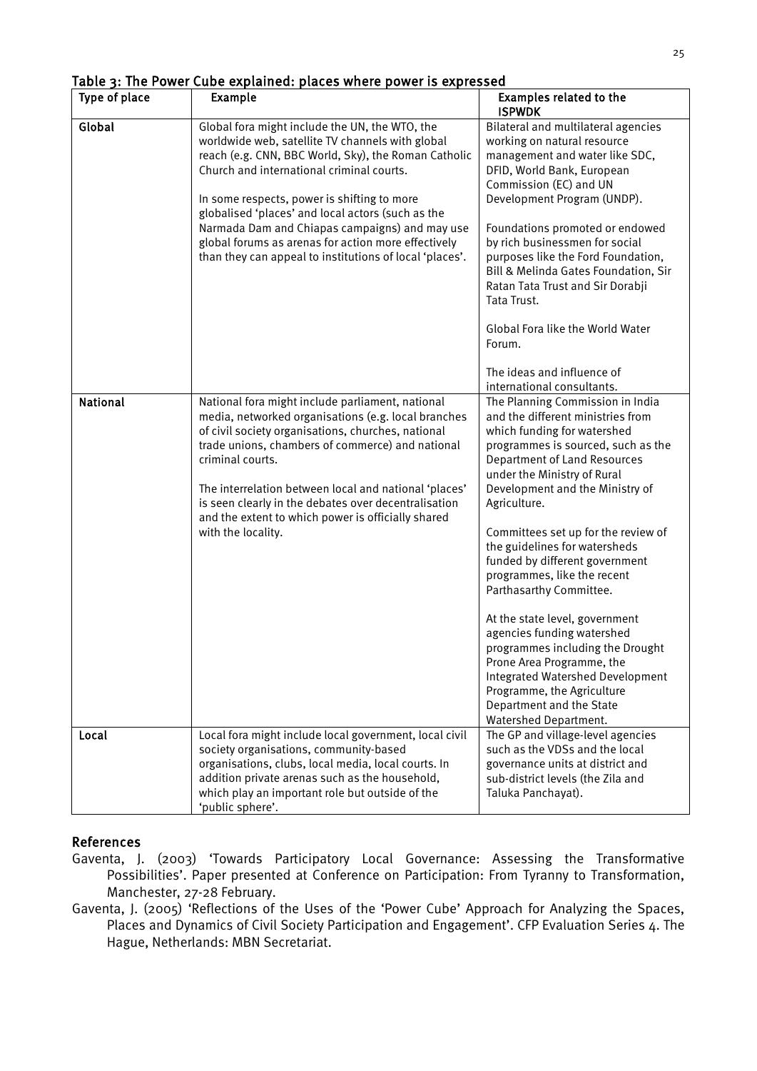Table 3: The Power Cube explained: places where power is expressed

| Type of place | Example | Examples related to the ISPWDK |
|---|---|---|
| **Global** | Global fora might include the UN, the WTO, the worldwide web, satellite TV channels with global reach (e.g. CNN, BBC World, Sky), the Roman Catholic Church and international criminal courts.<br><br>In some respects, power is shifting to more globalised 'places' and local actors (such as the Narmada Dam and Chiapas campaigns) and may use global forums as arenas for action more effectively than they can appeal to institutions of local 'places'. | Bilateral and multilateral agencies working on natural resource management and water like SDC, DFID, World Bank, European Commission (EC) and UN Development Program (UNDP).<br><br>Foundations promoted or endowed by rich businessmen for social purposes like the Ford Foundation, Bill & Melinda Gates Foundation, Sir Ratan Tata Trust and Sir Dorabji Tata Trust.<br><br>Global Fora like the World Water Forum.<br><br>The ideas and influence of international consultants. |
| **National** | National fora might include parliament, national media, networked organisations (e.g. local branches of civil society organisations, churches, national trade unions, chambers of commerce) and national criminal courts.<br><br>The interrelation between local and national 'places' is seen clearly in the debates over decentralisation and the extent to which power is officially shared with the locality. | The Planning Commission in India and the different ministries from which funding for watershed programmes is sourced, such as the Department of Land Resources under the Ministry of Rural Development and the Ministry of Agriculture.<br><br>Committees set up for the review of the guidelines for watersheds funded by different government programmes, like the recent Parthasarthy Committee.<br><br>At the state level, government agencies funding watershed programmes including the Drought Prone Area Programme, the Integrated Watershed Development Programme, the Agriculture Department and the State Watershed Department. |
| **Local** | Local fora might include local government, local civil society organisations, community-based organisations, clubs, local media, local courts. In addition private arenas such as the household, which play an important role but outside of the 'public sphere'. | The GP and village-level agencies such as the VDSs and the local governance units at district and sub-district levels (the Zila and Taluka Panchayat). |

## References

Gaventa, J. (2003) 'Towards Participatory Local Governance: Assessing the Transformative Possibilities'. Paper presented at Conference on Participation: From Tyranny to Transformation, Manchester, 27-28 February.

Gaventa, J. (2005) 'Reflections of the Uses of the 'Power Cube' Approach for Analyzing the Spaces, Places and Dynamics of Civil Society Participation and Engagement'. CFP Evaluation Series 4. The Hague, Netherlands: MBN Secretariat.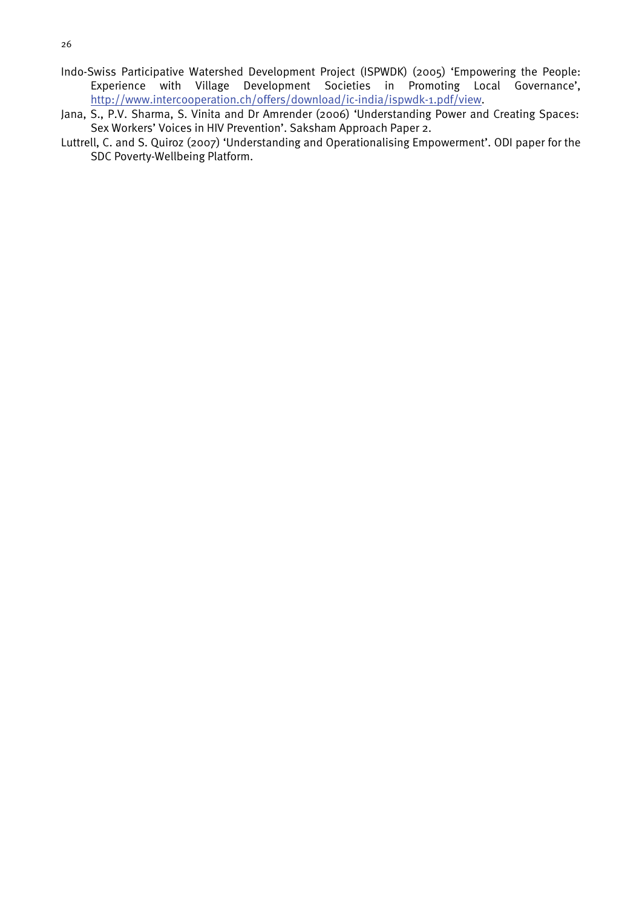Indo-Swiss Participative Watershed Development Project (ISPWDK) (2005) 'Empowering the People: Experience with Village Development Societies in Promoting Local Governance', http://www.intercooperation.ch/offers/download/ic-india/ispwdk-1.pdf/view.

Jana, S., P.V. Sharma, S. Vinita and Dr Amrender (2006) 'Understanding Power and Creating Spaces: Sex Workers' Voices in HIV Prevention'. Saksham Approach Paper 2.

Luttrell, C. and S. Quiroz (2007) 'Understanding and Operationalising Empowerment'. ODI paper for the SDC Poverty-Wellbeing Platform.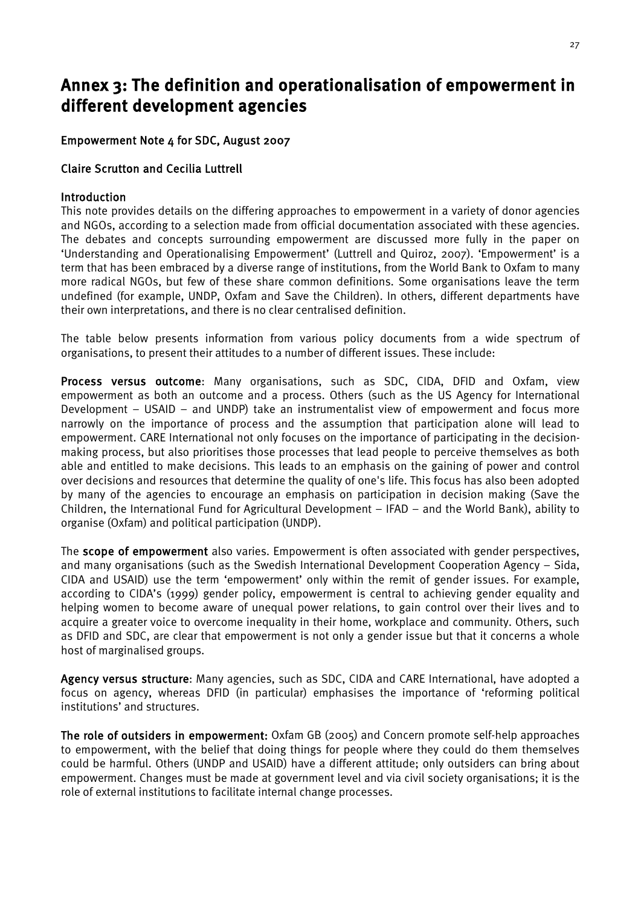## Annex 3: The definition and operationalisation of empowerment in different development agencies

**Empowerment Note 4 for SDC, August 2007**

**Claire Scrutton and Cecilia Luttrell**

**Introduction**

This note provides details on the differing approaches to empowerment in a variety of donor agencies and NGOs, according to a selection made from official documentation associated with these agencies. The debates and concepts surrounding empowerment are discussed more fully in the paper on 'Understanding and Operationalising Empowerment' (Luttrell and Quiroz, 2007). 'Empowerment' is a term that has been embraced by a diverse range of institutions, from the World Bank to Oxfam to many more radical NGOs, but few of these share common definitions. Some organisations leave the term undefined (for example, UNDP, Oxfam and Save the Children). In others, different departments have their own interpretations, and there is no clear centralised definition.

The table below presents information from various policy documents from a wide spectrum of organisations, to present their attitudes to a number of different issues. These include:

**Process versus outcome**: Many organisations, such as SDC, CIDA, DFID and Oxfam, view empowerment as both an outcome and a process. Others (such as the US Agency for International Development – USAID – and UNDP) take an instrumentalist view of empowerment and focus more narrowly on the importance of process and the assumption that participation alone will lead to empowerment. CARE International not only focuses on the importance of participating in the decision-making process, but also prioritises those processes that lead people to perceive themselves as both able and entitled to make decisions. This leads to an emphasis on the gaining of power and control over decisions and resources that determine the quality of one's life. This focus has also been adopted by many of the agencies to encourage an emphasis on participation in decision making (Save the Children, the International Fund for Agricultural Development – IFAD – and the World Bank), ability to organise (Oxfam) and political participation (UNDP).

The **scope of empowerment** also varies. Empowerment is often associated with gender perspectives, and many organisations (such as the Swedish International Development Cooperation Agency – Sida, CIDA and USAID) use the term 'empowerment' only within the remit of gender issues. For example, according to CIDA's (1999) gender policy, empowerment is central to achieving gender equality and helping women to become aware of unequal power relations, to gain control over their lives and to acquire a greater voice to overcome inequality in their home, workplace and community. Others, such as DFID and SDC, are clear that empowerment is not only a gender issue but that it concerns a whole host of marginalised groups.

**Agency versus structure**: Many agencies, such as SDC, CIDA and CARE International, have adopted a focus on agency, whereas DFID (in particular) emphasises the importance of 'reforming political institutions' and structures.

**The role of outsiders in empowerment:** Oxfam GB (2005) and Concern promote self-help approaches to empowerment, with the belief that doing things for people where they could do them themselves could be harmful. Others (UNDP and USAID) have a different attitude; only outsiders can bring about empowerment. Changes must be made at government level and via civil society organisations; it is the role of external institutions to facilitate internal change processes.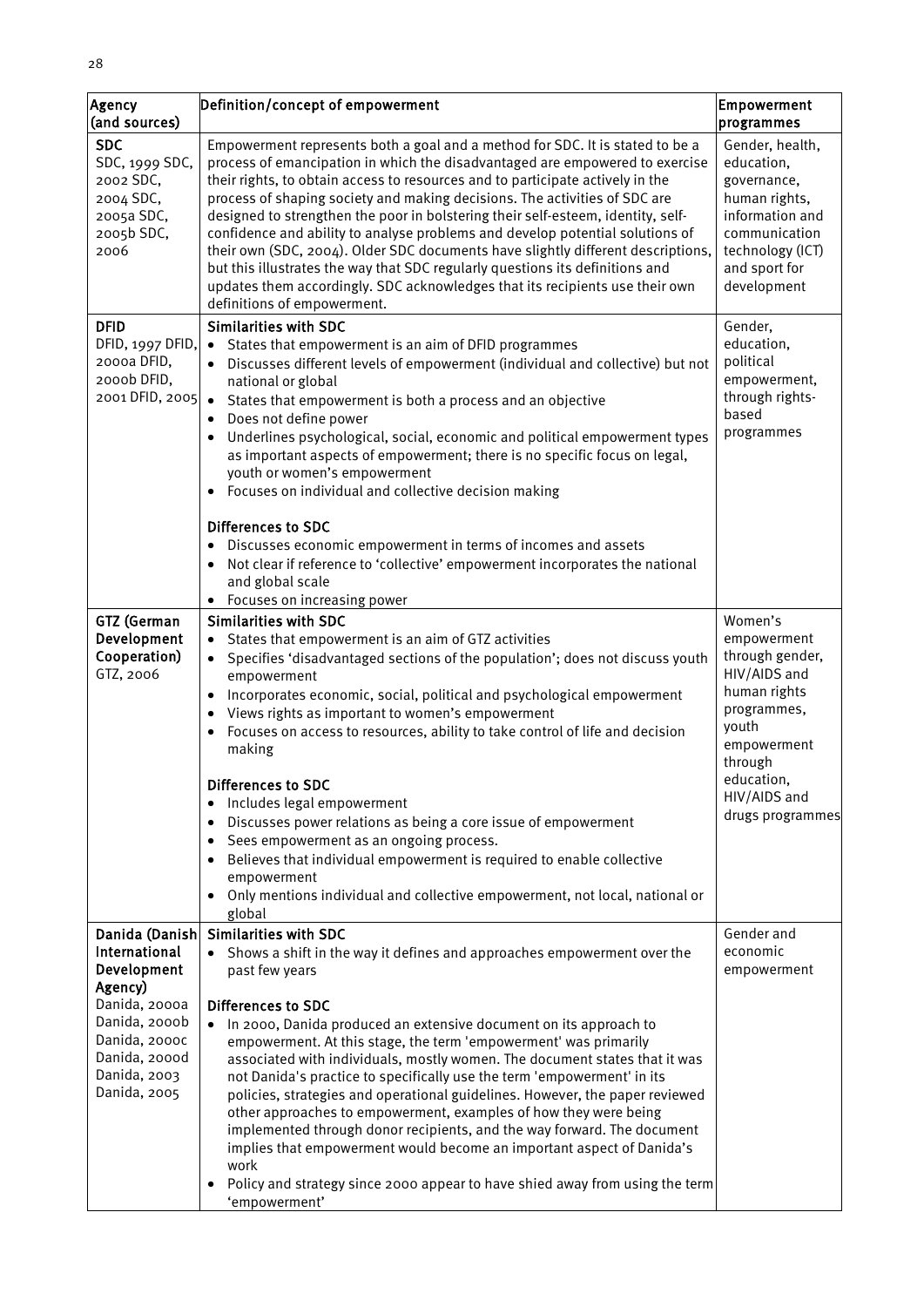| Agency (and sources) | Definition/concept of empowerment | Empowerment programmes |
|---|---|---|
| **SDC** SDC, 1999 SDC, 2002 SDC, 2004 SDC, 2005a SDC, 2005b SDC, 2006 | Empowerment represents both a goal and a method for SDC. It is stated to be a process of emancipation in which the disadvantaged are empowered to exercise their rights, to obtain access to resources and to participate actively in the process of shaping society and making decisions. The activities of SDC are designed to strengthen the poor in bolstering their self-esteem, identity, self-confidence and ability to analyse problems and develop potential solutions of their own (SDC, 2004). Older SDC documents have slightly different descriptions, but this illustrates the way that SDC regularly questions its definitions and updates them accordingly. SDC acknowledges that its recipients use their own definitions of empowerment. | Gender, health, education, governance, human rights, information and communication technology (ICT) and sport for development |
| **DFID** DFID, 1997 DFID, 2000a DFID, 2000b DFID, 2001 DFID, 2005 | **Similarities with SDC**<br>• States that empowerment is an aim of DFID programmes<br>• Discusses different levels of empowerment (individual and collective) but not national or global<br>• States that empowerment is both a process and an objective<br>• Does not define power<br>• Underlines psychological, social, economic and political empowerment types as important aspects of empowerment; there is no specific focus on legal, youth or women's empowerment<br>• Focuses on individual and collective decision making<br><br>**Differences to SDC**<br>• Discusses economic empowerment in terms of incomes and assets<br>• Not clear if reference to 'collective' empowerment incorporates the national and global scale<br>• Focuses on increasing power | Gender, education, political empowerment, through rights-based programmes |
| **GTZ (German Development Cooperation)** GTZ, 2006 | **Similarities with SDC**<br>• States that empowerment is an aim of GTZ activities<br>• Specifies 'disadvantaged sections of the population'; does not discuss youth empowerment<br>• Incorporates economic, social, political and psychological empowerment<br>• Views rights as important to women's empowerment<br>• Focuses on access to resources, ability to take control of life and decision making<br><br>**Differences to SDC**<br>• Includes legal empowerment<br>• Discusses power relations as being a core issue of empowerment<br>• Sees empowerment as an ongoing process.<br>• Believes that individual empowerment is required to enable collective empowerment<br>• Only mentions individual and collective empowerment, not local, national or global | Women's empowerment through gender, HIV/AIDS and human rights programmes, youth empowerment through education, HIV/AIDS and drugs programmes |
| **Danida (Danish International Development Agency)** Danida, 2000a Danida, 2000b Danida, 2000c Danida, 2000d Danida, 2003 Danida, 2005 | **Similarities with SDC**<br>• Shows a shift in the way it defines and approaches empowerment over the past few years<br><br>**Differences to SDC**<br>• In 2000, Danida produced an extensive document on its approach to empowerment. At this stage, the term 'empowerment' was primarily associated with individuals, mostly women. The document states that it was not Danida's practice to specifically use the term 'empowerment' in its policies, strategies and operational guidelines. However, the paper reviewed other approaches to empowerment, examples of how they were being implemented through donor recipients, and the way forward. The document implies that empowerment would become an important aspect of Danida's work<br>• Policy and strategy since 2000 appear to have shied away from using the term 'empowerment' | Gender and economic empowerment |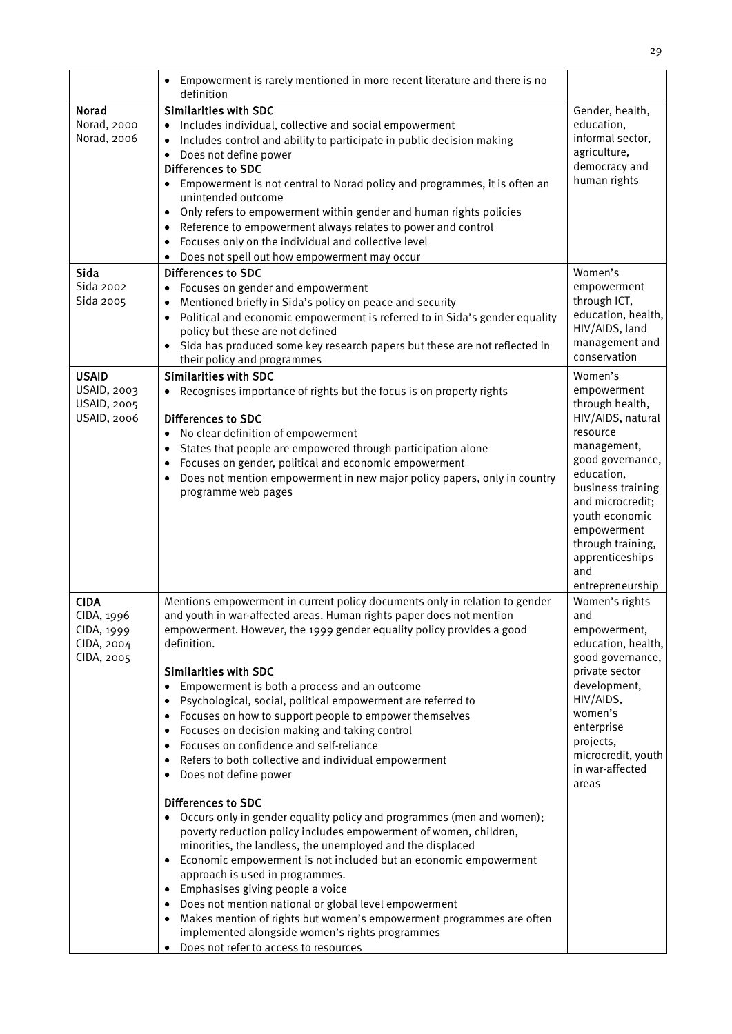| | | |
|---|---|---|
| | • Empowerment is rarely mentioned in more recent literature and there is no definition | |
| **Norad**<br>Norad, 2000<br>Norad, 2006 | **Similarities with SDC**<br>• Includes individual, collective and social empowerment<br>• Includes control and ability to participate in public decision making<br>• Does not define power<br>**Differences to SDC**<br>• Empowerment is not central to Norad policy and programmes, it is often an unintended outcome<br>• Only refers to empowerment within gender and human rights policies<br>• Reference to empowerment always relates to power and control<br>• Focuses only on the individual and collective level<br>• Does not spell out how empowerment may occur | Gender, health, education, informal sector, agriculture, democracy and human rights |
| **Sida**<br>Sida 2002<br>Sida 2005 | **Differences to SDC**<br>• Focuses on gender and empowerment<br>• Mentioned briefly in Sida's policy on peace and security<br>• Political and economic empowerment is referred to in Sida's gender equality policy but these are not defined<br>• Sida has produced some key research papers but these are not reflected in their policy and programmes | Women's empowerment through ICT, education, health, HIV/AIDS, land management and conservation |
| **USAID**<br>USAID, 2003<br>USAID, 2005<br>USAID, 2006 | **Similarities with SDC**<br>• Recognises importance of rights but the focus is on property rights<br><br>**Differences to SDC**<br>• No clear definition of empowerment<br>• States that people are empowered through participation alone<br>• Focuses on gender, political and economic empowerment<br>• Does not mention empowerment in new major policy papers, only in country programme web pages | Women's empowerment through health, HIV/AIDS, natural resource management, good governance, education, business training and microcredit; youth economic empowerment through training, apprenticeships and entrepreneurship |
| **CIDA**<br>CIDA, 1996<br>CIDA, 1999<br>CIDA, 2004<br>CIDA, 2005 | Mentions empowerment in current policy documents only in relation to gender and youth in war-affected areas. Human rights paper does not mention empowerment. However, the 1999 gender equality policy provides a good definition.<br><br>**Similarities with SDC**<br>• Empowerment is both a process and an outcome<br>• Psychological, social, political empowerment are referred to<br>• Focuses on how to support people to empower themselves<br>• Focuses on decision making and taking control<br>• Focuses on confidence and self-reliance<br>• Refers to both collective and individual empowerment<br>• Does not define power<br><br>**Differences to SDC**<br>• Occurs only in gender equality policy and programmes (men and women); poverty reduction policy includes empowerment of women, children, minorities, the landless, the unemployed and the displaced<br>• Economic empowerment is not included but an economic empowerment approach is used in programmes.<br>• Emphasises giving people a voice<br>• Does not mention national or global level empowerment<br>• Makes mention of rights but women's empowerment programmes are often implemented alongside women's rights programmes<br>• Does not refer to access to resources | Women's rights and empowerment, education, health, good governance, private sector development, HIV/AIDS, women's enterprise projects, microcredit, youth in war-affected areas |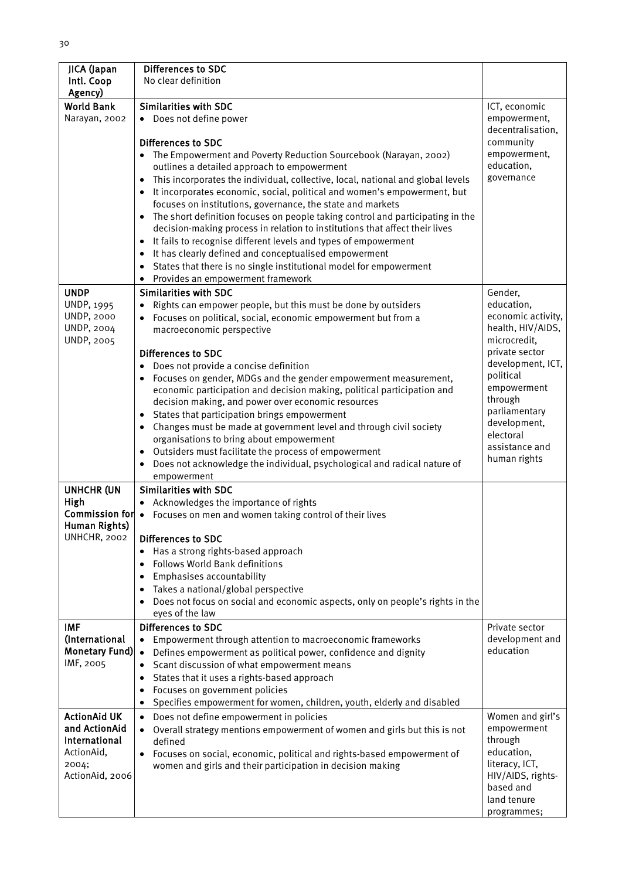| | | |
|---|---|---|
| JICA (Japan Intl. Coop Agency) | **Differences to SDC**<br>No clear definition | |
| **World Bank**<br>Narayan, 2002 | **Similarities with SDC**<br>• Does not define power<br><br>**Differences to SDC**<br>• The Empowerment and Poverty Reduction Sourcebook (Narayan, 2002) outlines a detailed approach to empowerment<br>• This incorporates the individual, collective, local, national and global levels<br>• It incorporates economic, social, political and women's empowerment, but focuses on institutions, governance, the state and markets<br>• The short definition focuses on people taking control and participating in the decision-making process in relation to institutions that affect their lives<br>• It fails to recognise different levels and types of empowerment<br>• It has clearly defined and conceptualised empowerment<br>• States that there is no single institutional model for empowerment<br>• Provides an empowerment framework | ICT, economic empowerment, decentralisation, community empowerment, education, governance |
| **UNDP**<br>UNDP, 1995<br>UNDP, 2000<br>UNDP, 2004<br>UNDP, 2005 | **Similarities with SDC**<br>• Rights can empower people, but this must be done by outsiders<br>• Focuses on political, social, economic empowerment but from a macroeconomic perspective<br><br>**Differences to SDC**<br>• Does not provide a concise definition<br>• Focuses on gender, MDGs and the gender empowerment measurement, economic participation and decision making, political participation and decision making, and power over economic resources<br>• States that participation brings empowerment<br>• Changes must be made at government level and through civil society organisations to bring about empowerment<br>• Outsiders must facilitate the process of empowerment<br>• Does not acknowledge the individual, psychological and radical nature of empowerment | Gender, education, economic activity, health, HIV/AIDS, microcredit, private sector development, ICT, political empowerment through parliamentary development, electoral assistance and human rights |
| **UNHCHR (UN High Commission for Human Rights)**<br>UNHCHR, 2002 | **Similarities with SDC**<br>• Acknowledges the importance of rights<br>• Focuses on men and women taking control of their lives<br><br>**Differences to SDC**<br>• Has a strong rights-based approach<br>• Follows World Bank definitions<br>• Emphasises accountability<br>• Takes a national/global perspective<br>• Does not focus on social and economic aspects, only on people's rights in the eyes of the law | |
| **IMF (International Monetary Fund)**<br>IMF, 2005 | **Differences to SDC**<br>• Empowerment through attention to macroeconomic frameworks<br>• Defines empowerment as political power, confidence and dignity<br>• Scant discussion of what empowerment means<br>• States that it uses a rights-based approach<br>• Focuses on government policies<br>• Specifies empowerment for women, children, youth, elderly and disabled | Private sector development and education |
| **ActionAid UK and ActionAid International**<br>ActionAid, 2004;<br>ActionAid, 2006 | • Does not define empowerment in policies<br>• Overall strategy mentions empowerment of women and girls but this is not defined<br>• Focuses on social, economic, political and rights-based empowerment of women and girls and their participation in decision making | Women and girl's empowerment through education, literacy, ICT, HIV/AIDS, rights-based and land tenure programmes; |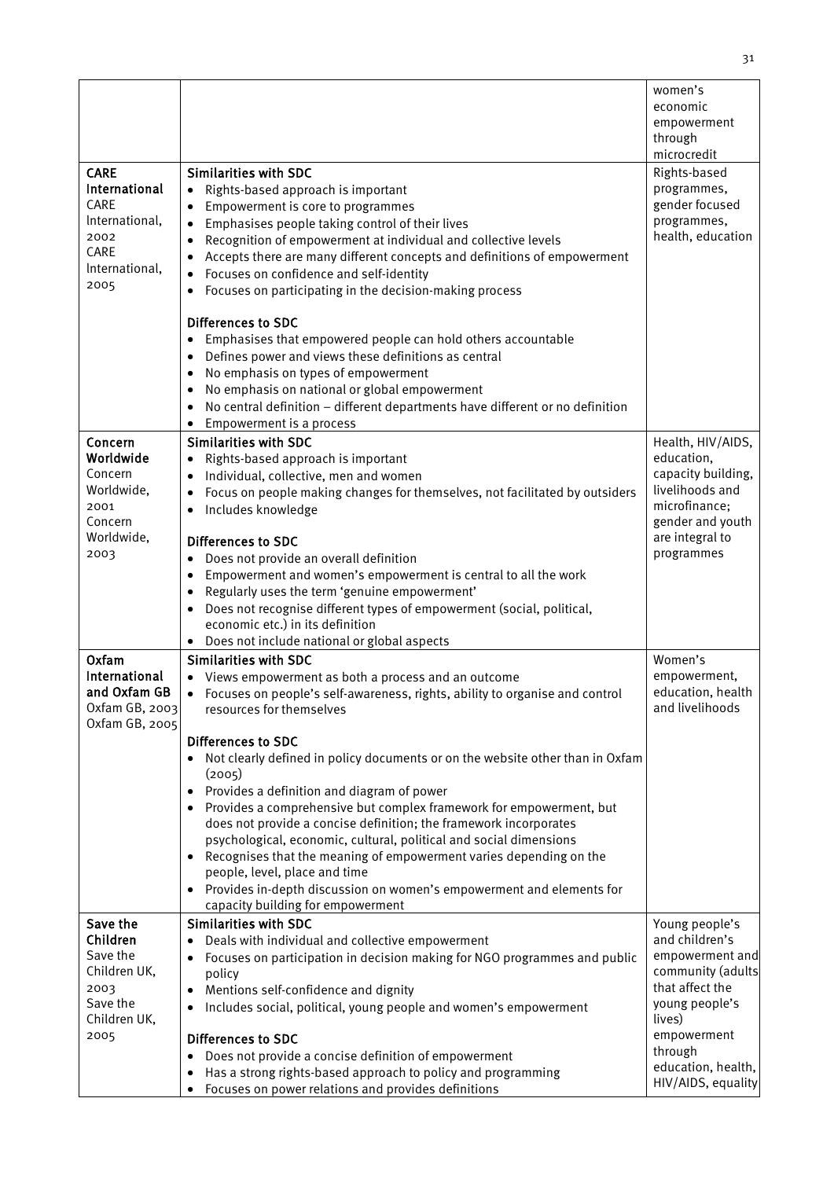| | | women's economic empowerment through microcredit |
|---|---|---|
| **CARE International** CARE International, 2002 CARE International, 2005 | **Similarities with SDC**<br>• Rights-based approach is important<br>• Empowerment is core to programmes<br>• Emphasises people taking control of their lives<br>• Recognition of empowerment at individual and collective levels<br>• Accepts there are many different concepts and definitions of empowerment<br>• Focuses on confidence and self-identity<br>• Focuses on participating in the decision-making process<br><br>**Differences to SDC**<br>• Emphasises that empowered people can hold others accountable<br>• Defines power and views these definitions as central<br>• No emphasis on types of empowerment<br>• No emphasis on national or global empowerment<br>• No central definition – different departments have different or no definition<br>• Empowerment is a process | Rights-based programmes, gender focused programmes, health, education |
| **Concern Worldwide** Concern Worldwide, 2001 Concern Worldwide, 2003 | **Similarities with SDC**<br>• Rights-based approach is important<br>• Individual, collective, men and women<br>• Focus on people making changes for themselves, not facilitated by outsiders<br>• Includes knowledge<br><br>**Differences to SDC**<br>• Does not provide an overall definition<br>• Empowerment and women's empowerment is central to all the work<br>• Regularly uses the term 'genuine empowerment'<br>• Does not recognise different types of empowerment (social, political, economic etc.) in its definition<br>• Does not include national or global aspects | Health, HIV/AIDS, education, capacity building, livelihoods and microfinance; gender and youth are integral to programmes |
| **Oxfam International and Oxfam GB** Oxfam GB, 2003 Oxfam GB, 2005 | **Similarities with SDC**<br>• Views empowerment as both a process and an outcome<br>• Focuses on people's self-awareness, rights, ability to organise and control resources for themselves<br><br>**Differences to SDC**<br>• Not clearly defined in policy documents or on the website other than in Oxfam (2005)<br>• Provides a definition and diagram of power<br>• Provides a comprehensive but complex framework for empowerment, but does not provide a concise definition; the framework incorporates psychological, economic, cultural, political and social dimensions<br>• Recognises that the meaning of empowerment varies depending on the people, level, place and time<br>• Provides in-depth discussion on women's empowerment and elements for capacity building for empowerment | Women's empowerment, education, health and livelihoods |
| **Save the Children** Save the Children UK, 2003 Save the Children UK, 2005 | **Similarities with SDC**<br>• Deals with individual and collective empowerment<br>• Focuses on participation in decision making for NGO programmes and public policy<br>• Mentions self-confidence and dignity<br>• Includes social, political, young people and women's empowerment<br><br>**Differences to SDC**<br>• Does not provide a concise definition of empowerment<br>• Has a strong rights-based approach to policy and programming<br>• Focuses on power relations and provides definitions | Young people's and children's empowerment and community (adults that affect the young people's lives) empowerment through education, health, HIV/AIDS, equality |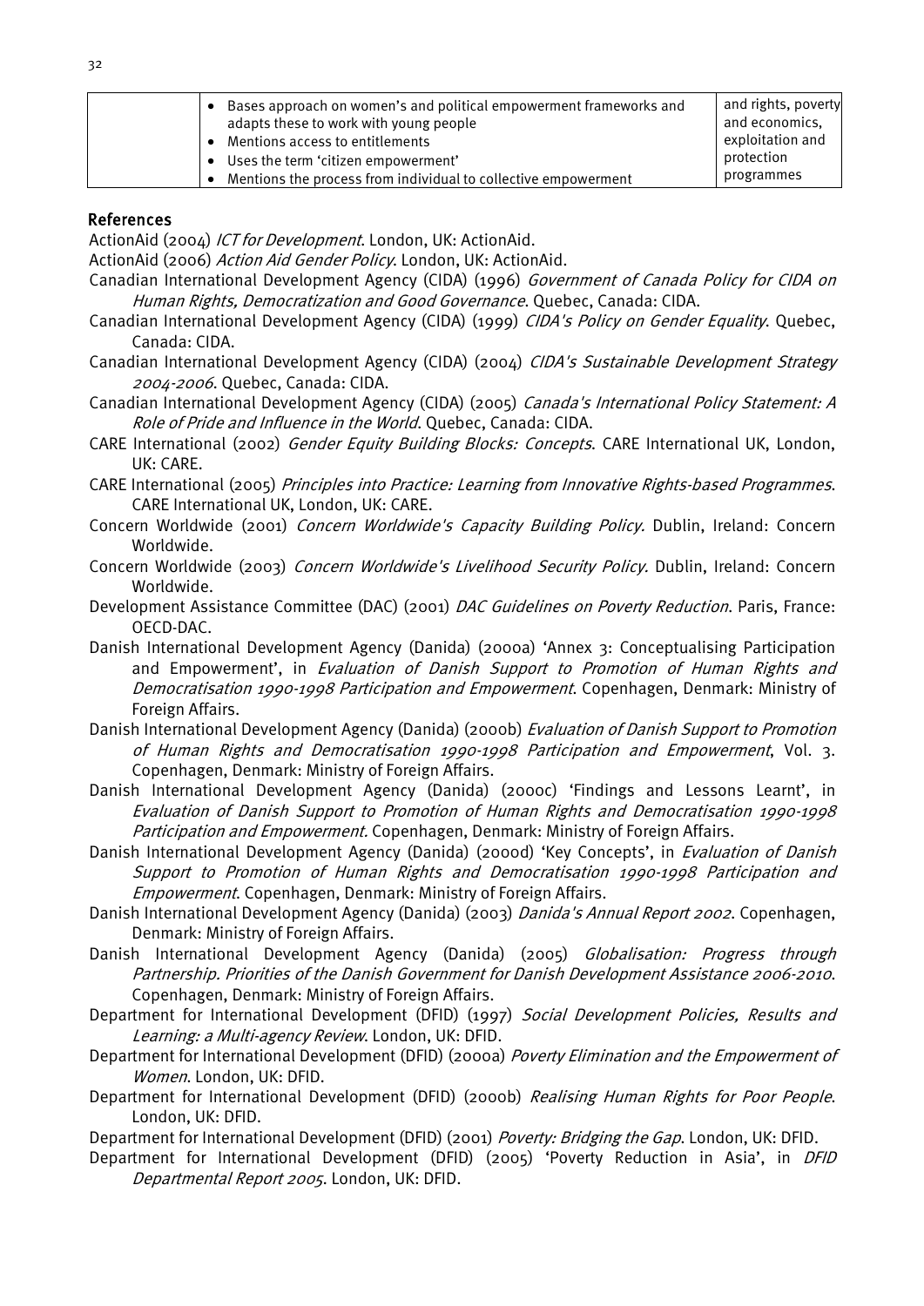|  | • Bases approach on women's and political empowerment frameworks and adapts these to work with young people<br>• Mentions access to entitlements<br>• Uses the term 'citizen empowerment'<br>• Mentions the process from individual to collective empowerment | and rights, poverty and economics, exploitation and protection programmes |
|---|---|---|

## References

ActionAid (2004) *ICT for Development*. London, UK: ActionAid.

ActionAid (2006) *Action Aid Gender Policy*. London, UK: ActionAid.

Canadian International Development Agency (CIDA) (1996) *Government of Canada Policy for CIDA on Human Rights, Democratization and Good Governance*. Quebec, Canada: CIDA.

Canadian International Development Agency (CIDA) (1999) *CIDA's Policy on Gender Equality*. Quebec, Canada: CIDA.

Canadian International Development Agency (CIDA) (2004) *CIDA's Sustainable Development Strategy 2004-2006*. Quebec, Canada: CIDA.

Canadian International Development Agency (CIDA) (2005) *Canada's International Policy Statement: A Role of Pride and Influence in the World*. Quebec, Canada: CIDA.

CARE International (2002) *Gender Equity Building Blocks: Concepts*. CARE International UK, London, UK: CARE.

CARE International (2005) *Principles into Practice: Learning from Innovative Rights-based Programmes*. CARE International UK, London, UK: CARE.

Concern Worldwide (2001) *Concern Worldwide's Capacity Building Policy.* Dublin, Ireland: Concern Worldwide.

Concern Worldwide (2003) *Concern Worldwide's Livelihood Security Policy.* Dublin, Ireland: Concern Worldwide.

Development Assistance Committee (DAC) (2001) *DAC Guidelines on Poverty Reduction*. Paris, France: OECD-DAC.

Danish International Development Agency (Danida) (2000a) 'Annex 3: Conceptualising Participation and Empowerment', in *Evaluation of Danish Support to Promotion of Human Rights and Democratisation 1990-1998 Participation and Empowerment*. Copenhagen, Denmark: Ministry of Foreign Affairs.

Danish International Development Agency (Danida) (2000b) *Evaluation of Danish Support to Promotion of Human Rights and Democratisation 1990-1998 Participation and Empowerment*, Vol. 3. Copenhagen, Denmark: Ministry of Foreign Affairs.

Danish International Development Agency (Danida) (2000c) 'Findings and Lessons Learnt', in *Evaluation of Danish Support to Promotion of Human Rights and Democratisation 1990-1998 Participation and Empowerment.* Copenhagen, Denmark: Ministry of Foreign Affairs.

Danish International Development Agency (Danida) (2000d) 'Key Concepts', in *Evaluation of Danish Support to Promotion of Human Rights and Democratisation 1990-1998 Participation and Empowerment*. Copenhagen, Denmark: Ministry of Foreign Affairs.

Danish International Development Agency (Danida) (2003) *Danida's Annual Report 2002*. Copenhagen, Denmark: Ministry of Foreign Affairs.

Danish International Development Agency (Danida) (2005) *Globalisation: Progress through Partnership. Priorities of the Danish Government for Danish Development Assistance 2006-2010*. Copenhagen, Denmark: Ministry of Foreign Affairs.

Department for International Development (DFID) (1997) *Social Development Policies, Results and Learning: a Multi-agency Review*. London, UK: DFID.

Department for International Development (DFID) (2000a) *Poverty Elimination and the Empowerment of Women*. London, UK: DFID.

Department for International Development (DFID) (2000b) *Realising Human Rights for Poor People*. London, UK: DFID.

Department for International Development (DFID) (2001) *Poverty: Bridging the Gap*. London, UK: DFID.

Department for International Development (DFID) (2005) 'Poverty Reduction in Asia', in *DFID Departmental Report 2005*. London, UK: DFID.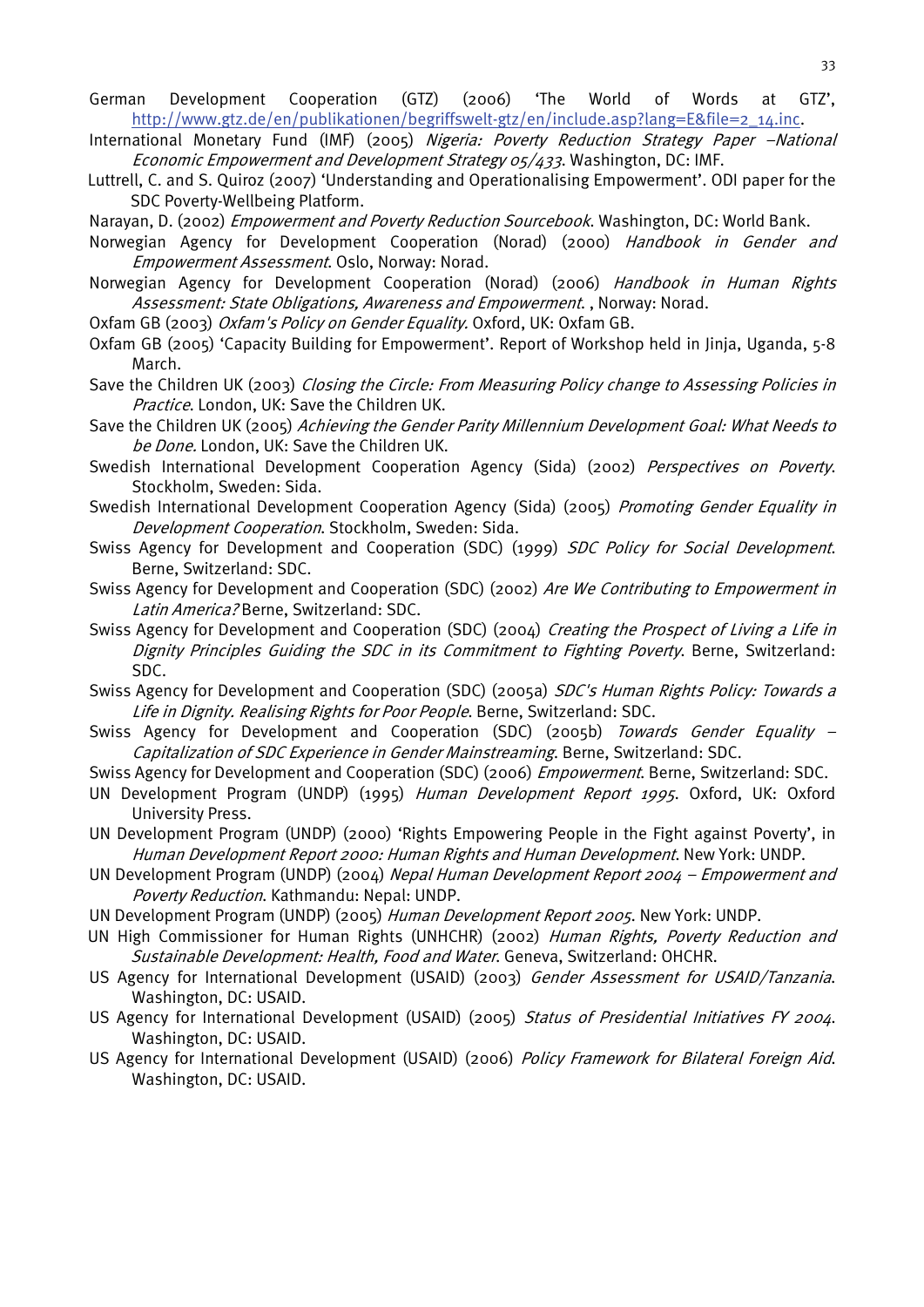German Development Cooperation (GTZ) (2006) 'The World of Words at GTZ', http://www.gtz.de/en/publikationen/begriffswelt-gtz/en/include.asp?lang=E&file=2_14.inc.

International Monetary Fund (IMF) (2005) *Nigeria: Poverty Reduction Strategy Paper –National Economic Empowerment and Development Strategy 05/433*. Washington, DC: IMF.

Luttrell, C. and S. Quiroz (2007) 'Understanding and Operationalising Empowerment'. ODI paper for the SDC Poverty-Wellbeing Platform.

Narayan, D. (2002) *Empowerment and Poverty Reduction Sourcebook*. Washington, DC: World Bank.

Norwegian Agency for Development Cooperation (Norad) (2000) *Handbook in Gender and Empowerment Assessment*. Oslo, Norway: Norad.

Norwegian Agency for Development Cooperation (Norad) (2006) *Handbook in Human Rights Assessment: State Obligations, Awareness and Empowerment*. , Norway: Norad.

Oxfam GB (2003) *Oxfam's Policy on Gender Equality.* Oxford, UK: Oxfam GB.

Oxfam GB (2005) 'Capacity Building for Empowerment'. Report of Workshop held in Jinja, Uganda, 5-8 March.

Save the Children UK (2003) *Closing the Circle: From Measuring Policy change to Assessing Policies in Practice*. London, UK: Save the Children UK.

Save the Children UK (2005) *Achieving the Gender Parity Millennium Development Goal: What Needs to be Done.* London, UK: Save the Children UK.

Swedish International Development Cooperation Agency (Sida) (2002) *Perspectives on Poverty*. Stockholm, Sweden: Sida.

Swedish International Development Cooperation Agency (Sida) (2005) *Promoting Gender Equality in Development Cooperation*. Stockholm, Sweden: Sida.

Swiss Agency for Development and Cooperation (SDC) (1999) *SDC Policy for Social Development*. Berne, Switzerland: SDC.

Swiss Agency for Development and Cooperation (SDC) (2002) *Are We Contributing to Empowerment in Latin America?* Berne, Switzerland: SDC.

Swiss Agency for Development and Cooperation (SDC) (2004) *Creating the Prospect of Living a Life in Dignity Principles Guiding the SDC in its Commitment to Fighting Poverty*. Berne, Switzerland: SDC.

Swiss Agency for Development and Cooperation (SDC) (2005a) *SDC's Human Rights Policy: Towards a Life in Dignity. Realising Rights for Poor People*. Berne, Switzerland: SDC.

Swiss Agency for Development and Cooperation (SDC) (2005b) *Towards Gender Equality – Capitalization of SDC Experience in Gender Mainstreaming*. Berne, Switzerland: SDC.

Swiss Agency for Development and Cooperation (SDC) (2006) *Empowerment*. Berne, Switzerland: SDC.

UN Development Program (UNDP) (1995) *Human Development Report 1995*. Oxford, UK: Oxford University Press.

UN Development Program (UNDP) (2000) 'Rights Empowering People in the Fight against Poverty', in *Human Development Report 2000: Human Rights and Human Development*. New York: UNDP.

UN Development Program (UNDP) (2004) *Nepal Human Development Report 2004 – Empowerment and Poverty Reduction*. Kathmandu: Nepal: UNDP.

UN Development Program (UNDP) (2005) *Human Development Report 2005*. New York: UNDP.

UN High Commissioner for Human Rights (UNHCHR) (2002) *Human Rights, Poverty Reduction and Sustainable Development: Health, Food and Water*. Geneva, Switzerland: OHCHR.

US Agency for International Development (USAID) (2003) *Gender Assessment for USAID/Tanzania*. Washington, DC: USAID.

US Agency for International Development (USAID) (2005) *Status of Presidential Initiatives FY 2004*. Washington, DC: USAID.

US Agency for International Development (USAID) (2006) *Policy Framework for Bilateral Foreign Aid*. Washington, DC: USAID.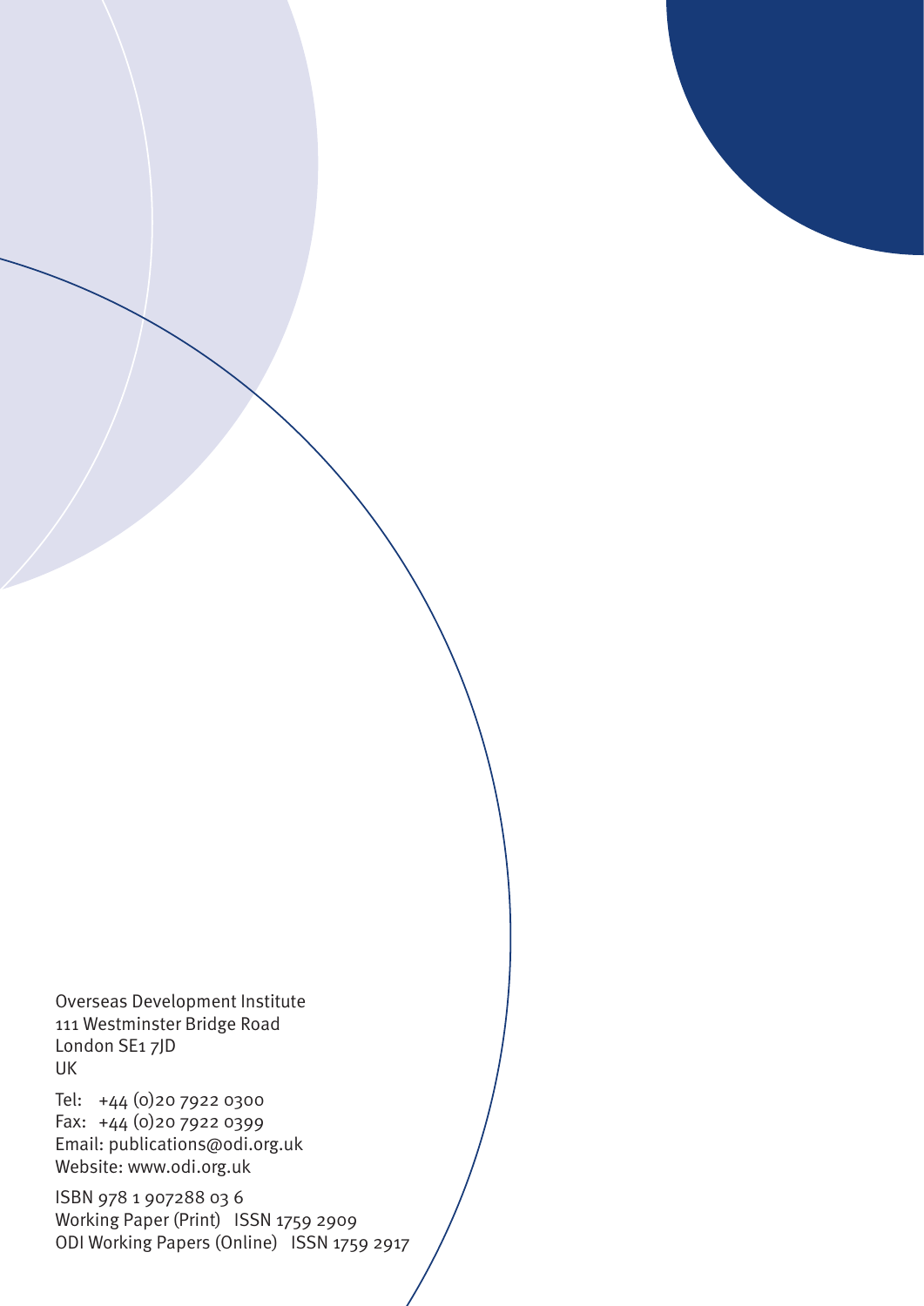Overseas Development Institute
111 Westminster Bridge Road
London SE1 7JD
UK

Tel: +44 (0)20 7922 0300
Fax: +44 (0)20 7922 0399
Email: publications@odi.org.uk
Website: www.odi.org.uk

ISBN 978 1 907288 03 6
Working Paper (Print) ISSN 1759 2909
ODI Working Papers (Online) ISSN 1759 2917